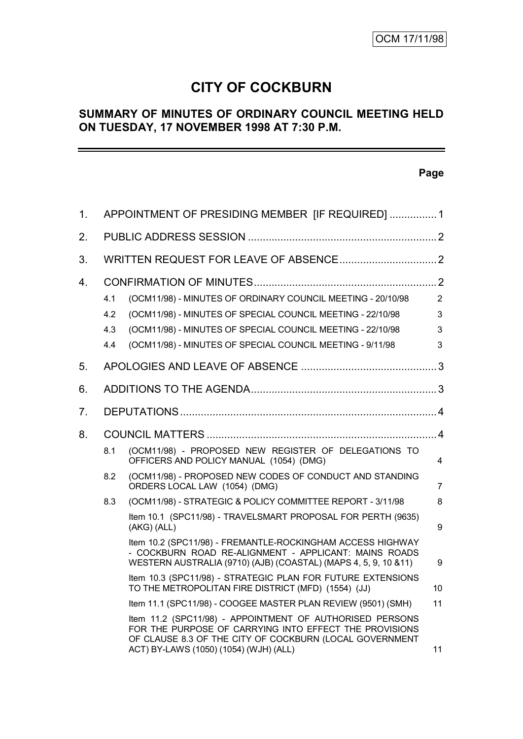OCM 17/11/98

# CITY OF COCKBURN

## SUMMARY OF MINUTES OF ORDINARY COUNCIL MEETING HELD ON TUESDAY, 17 NOVEMBER 1998 AT 7:30 P.M.

**Page**

| | | | |
|---|---|---|---|
| 1. | APPOINTMENT OF PRESIDING MEMBER [IF REQUIRED] | | 1 |
| 2. | PUBLIC ADDRESS SESSION | | 2 |
| 3. | WRITTEN REQUEST FOR LEAVE OF ABSENCE | | 2 |
| 4. | CONFIRMATION OF MINUTES | | 2 |
| | 4.1 | (OCM11/98) - MINUTES OF ORDINARY COUNCIL MEETING - 20/10/98 | 2 |
| | 4.2 | (OCM11/98) - MINUTES OF SPECIAL COUNCIL MEETING - 22/10/98 | 3 |
| | 4.3 | (OCM11/98) - MINUTES OF SPECIAL COUNCIL MEETING - 22/10/98 | 3 |
| | 4.4 | (OCM11/98) - MINUTES OF SPECIAL COUNCIL MEETING - 9/11/98 | 3 |
| 5. | APOLOGIES AND LEAVE OF ABSENCE | | 3 |
| 6. | ADDITIONS TO THE AGENDA | | 3 |
| 7. | DEPUTATIONS | | 4 |
| 8. | COUNCIL MATTERS | | 4 |
| | 8.1 | (OCM11/98) - PROPOSED NEW REGISTER OF DELEGATIONS TO OFFICERS AND POLICY MANUAL (1054) (DMG) | 4 |
| | 8.2 | (OCM11/98) - PROPOSED NEW CODES OF CONDUCT AND STANDING ORDERS LOCAL LAW (1054) (DMG) | 7 |
| | 8.3 | (OCM11/98) - STRATEGIC & POLICY COMMITTEE REPORT - 3/11/98 | 8 |
| | | Item 10.1 (SPC11/98) - TRAVELSMART PROPOSAL FOR PERTH (9635) (AKG) (ALL) | 9 |
| | | Item 10.2 (SPC11/98) - FREMANTLE-ROCKINGHAM ACCESS HIGHWAY - COCKBURN ROAD RE-ALIGNMENT - APPLICANT: MAINS ROADS WESTERN AUSTRALIA (9710) (AJB) (COASTAL) (MAPS 4, 5, 9, 10 &11) | 9 |
| | | Item 10.3 (SPC11/98) - STRATEGIC PLAN FOR FUTURE EXTENSIONS TO THE METROPOLITAN FIRE DISTRICT (MFD) (1554) (JJ) | 10 |
| | | Item 11.1 (SPC11/98) - COOGEE MASTER PLAN REVIEW (9501) (SMH) | 11 |
| | | Item 11.2 (SPC11/98) - APPOINTMENT OF AUTHORISED PERSONS FOR THE PURPOSE OF CARRYING INTO EFFECT THE PROVISIONS OF CLAUSE 8.3 OF THE CITY OF COCKBURN (LOCAL GOVERNMENT ACT) BY-LAWS (1050) (1054) (WJH) (ALL) | 11 |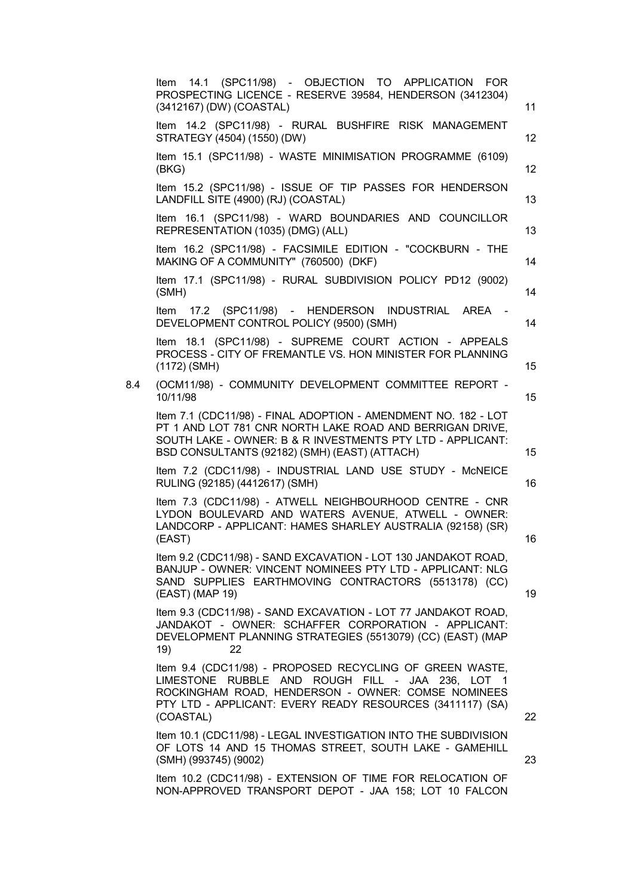Item 14.1 (SPC11/98) - OBJECTION TO APPLICATION FOR PROSPECTING LICENCE - RESERVE 39584, HENDERSON (3412304) (3412167) (DW) (COASTAL) 11

Item 14.2 (SPC11/98) - RURAL BUSHFIRE RISK MANAGEMENT STRATEGY (4504) (1550) (DW) 12

Item 15.1 (SPC11/98) - WASTE MINIMISATION PROGRAMME (6109) (BKG) 12

Item 15.2 (SPC11/98) - ISSUE OF TIP PASSES FOR HENDERSON LANDFILL SITE (4900) (RJ) (COASTAL) 13

Item 16.1 (SPC11/98) - WARD BOUNDARIES AND COUNCILLOR REPRESENTATION (1035) (DMG) (ALL) 13

Item 16.2 (SPC11/98) - FACSIMILE EDITION - "COCKBURN - THE MAKING OF A COMMUNITY" (760500) (DKF) 14

Item 17.1 (SPC11/98) - RURAL SUBDIVISION POLICY PD12 (9002) (SMH) 14

Item 17.2 (SPC11/98) - HENDERSON INDUSTRIAL AREA - DEVELOPMENT CONTROL POLICY (9500) (SMH) 14

Item 18.1 (SPC11/98) - SUPREME COURT ACTION - APPEALS PROCESS - CITY OF FREMANTLE VS. HON MINISTER FOR PLANNING (1172) (SMH) 15

8.4 (OCM11/98) - COMMUNITY DEVELOPMENT COMMITTEE REPORT - 10/11/98 15

Item 7.1 (CDC11/98) - FINAL ADOPTION - AMENDMENT NO. 182 - LOT PT 1 AND LOT 781 CNR NORTH LAKE ROAD AND BERRIGAN DRIVE, SOUTH LAKE - OWNER: B & R INVESTMENTS PTY LTD - APPLICANT: BSD CONSULTANTS (92182) (SMH) (EAST) (ATTACH) 15

Item 7.2 (CDC11/98) - INDUSTRIAL LAND USE STUDY - McNEICE RULING (92185) (4412617) (SMH) 16

Item 7.3 (CDC11/98) - ATWELL NEIGHBOURHOOD CENTRE - CNR LYDON BOULEVARD AND WATERS AVENUE, ATWELL - OWNER: LANDCORP - APPLICANT: HAMES SHARLEY AUSTRALIA (92158) (SR) (EAST) 16

Item 9.2 (CDC11/98) - SAND EXCAVATION - LOT 130 JANDAKOT ROAD, BANJUP - OWNER: VINCENT NOMINEES PTY LTD - APPLICANT: NLG SAND SUPPLIES EARTHMOVING CONTRACTORS (5513178) (CC) (EAST) (MAP 19) 19

Item 9.3 (CDC11/98) - SAND EXCAVATION - LOT 77 JANDAKOT ROAD, JANDAKOT - OWNER: SCHAFFER CORPORATION - APPLICANT: DEVELOPMENT PLANNING STRATEGIES (5513079) (CC) (EAST) (MAP 19) 22

Item 9.4 (CDC11/98) - PROPOSED RECYCLING OF GREEN WASTE, LIMESTONE RUBBLE AND ROUGH FILL - JAA 236, LOT 1 ROCKINGHAM ROAD, HENDERSON - OWNER: COMSE NOMINEES PTY LTD - APPLICANT: EVERY READY RESOURCES (3411117) (SA) (COASTAL) 22

Item 10.1 (CDC11/98) - LEGAL INVESTIGATION INTO THE SUBDIVISION OF LOTS 14 AND 15 THOMAS STREET, SOUTH LAKE - GAMEHILL (SMH) (993745) (9002) 23

Item 10.2 (CDC11/98) - EXTENSION OF TIME FOR RELOCATION OF NON-APPROVED TRANSPORT DEPOT - JAA 158; LOT 10 FALCON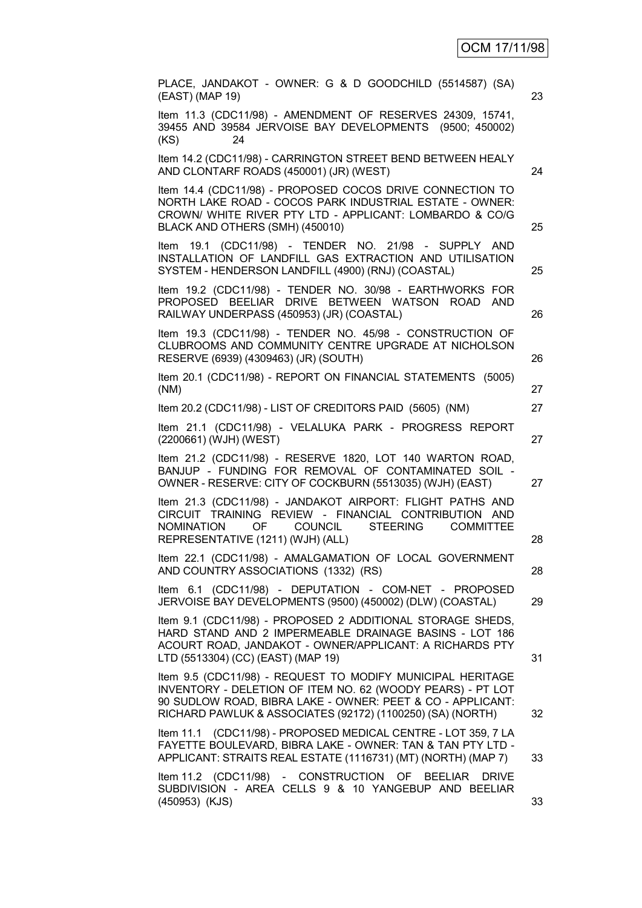PLACE, JANDAKOT - OWNER: G & D GOODCHILD (5514587) (SA) (EAST) (MAP 19) 23

Item 11.3 (CDC11/98) - AMENDMENT OF RESERVES 24309, 15741, 39455 AND 39584 JERVOISE BAY DEVELOPMENTS (9500; 450002) (KS) 24

Item 14.2 (CDC11/98) - CARRINGTON STREET BEND BETWEEN HEALY AND CLONTARF ROADS (450001) (JR) (WEST) 24

Item 14.4 (CDC11/98) - PROPOSED COCOS DRIVE CONNECTION TO NORTH LAKE ROAD - COCOS PARK INDUSTRIAL ESTATE - OWNER: CROWN/ WHITE RIVER PTY LTD - APPLICANT: LOMBARDO & CO/G BLACK AND OTHERS (SMH) (450010) 25

Item 19.1 (CDC11/98) - TENDER NO. 21/98 - SUPPLY AND INSTALLATION OF LANDFILL GAS EXTRACTION AND UTILISATION SYSTEM - HENDERSON LANDFILL (4900) (RNJ) (COASTAL) 25

Item 19.2 (CDC11/98) - TENDER NO. 30/98 - EARTHWORKS FOR PROPOSED BEELIAR DRIVE BETWEEN WATSON ROAD AND RAILWAY UNDERPASS (450953) (JR) (COASTAL) 26

Item 19.3 (CDC11/98) - TENDER NO. 45/98 - CONSTRUCTION OF CLUBROOMS AND COMMUNITY CENTRE UPGRADE AT NICHOLSON RESERVE (6939) (4309463) (JR) (SOUTH) 26

Item 20.1 (CDC11/98) - REPORT ON FINANCIAL STATEMENTS (5005) (NM) 27

Item 20.2 (CDC11/98) - LIST OF CREDITORS PAID (5605) (NM) 27

Item 21.1 (CDC11/98) - VELALUKA PARK - PROGRESS REPORT (2200661) (WJH) (WEST) 27

Item 21.2 (CDC11/98) - RESERVE 1820, LOT 140 WARTON ROAD, BANJUP - FUNDING FOR REMOVAL OF CONTAMINATED SOIL - OWNER - RESERVE: CITY OF COCKBURN (5513035) (WJH) (EAST) 27

Item 21.3 (CDC11/98) - JANDAKOT AIRPORT: FLIGHT PATHS AND CIRCUIT TRAINING REVIEW - FINANCIAL CONTRIBUTION AND NOMINATION OF COUNCIL STEERING COMMITTEE REPRESENTATIVE (1211) (WJH) (ALL) 28

Item 22.1 (CDC11/98) - AMALGAMATION OF LOCAL GOVERNMENT AND COUNTRY ASSOCIATIONS (1332) (RS) 28

Item 6.1 (CDC11/98) - DEPUTATION - COM-NET - PROPOSED JERVOISE BAY DEVELOPMENTS (9500) (450002) (DLW) (COASTAL) 29

Item 9.1 (CDC11/98) - PROPOSED 2 ADDITIONAL STORAGE SHEDS, HARD STAND AND 2 IMPERMEABLE DRAINAGE BASINS - LOT 186 ACOURT ROAD, JANDAKOT - OWNER/APPLICANT: A RICHARDS PTY LTD (5513304) (CC) (EAST) (MAP 19) 31

Item 9.5 (CDC11/98) - REQUEST TO MODIFY MUNICIPAL HERITAGE INVENTORY - DELETION OF ITEM NO. 62 (WOODY PEARS) - PT LOT 90 SUDLOW ROAD, BIBRA LAKE - OWNER: PEET & CO - APPLICANT: RICHARD PAWLUK & ASSOCIATES (92172) (1100250) (SA) (NORTH) 32

Item 11.1 (CDC11/98) - PROPOSED MEDICAL CENTRE - LOT 359, 7 LA FAYETTE BOULEVARD, BIBRA LAKE - OWNER: TAN & TAN PTY LTD - APPLICANT: STRAITS REAL ESTATE (1116731) (MT) (NORTH) (MAP 7) 33

Item 11.2 (CDC11/98) - CONSTRUCTION OF BEELIAR DRIVE SUBDIVISION - AREA CELLS 9 & 10 YANGEBUP AND BEELIAR (450953) (KJS) 33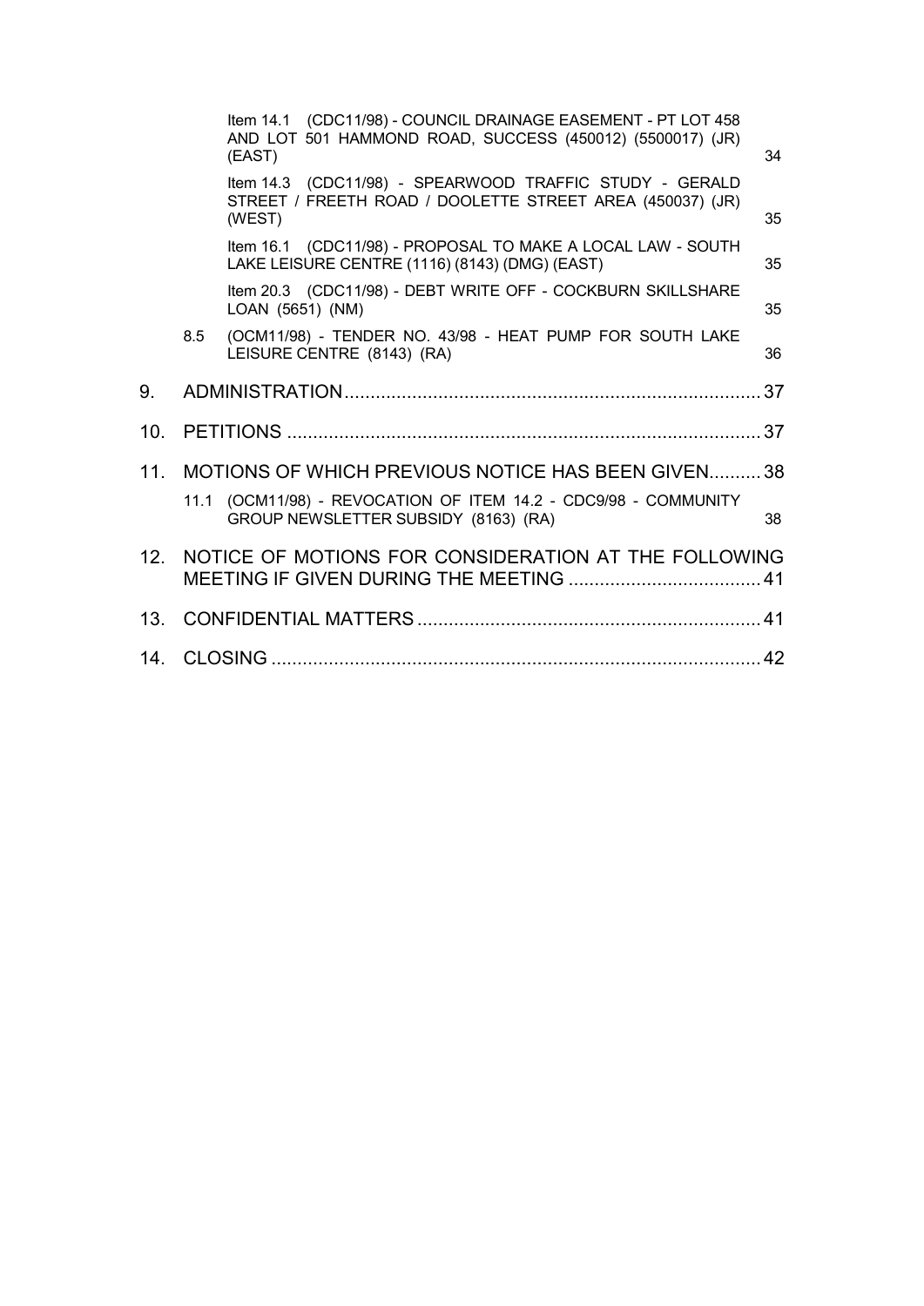Item 14.1 (CDC11/98) - COUNCIL DRAINAGE EASEMENT - PT LOT 458 AND LOT 501 HAMMOND ROAD, SUCCESS (450012) (5500017) (JR) (EAST) 34

Item 14.3 (CDC11/98) - SPEARWOOD TRAFFIC STUDY - GERALD STREET / FREETH ROAD / DOOLETTE STREET AREA (450037) (JR) (WEST) 35

Item 16.1 (CDC11/98) - PROPOSAL TO MAKE A LOCAL LAW - SOUTH LAKE LEISURE CENTRE (1116) (8143) (DMG) (EAST) 35

Item 20.3 (CDC11/98) - DEBT WRITE OFF - COCKBURN SKILLSHARE LOAN (5651) (NM) 35

8.5 (OCM11/98) - TENDER NO. 43/98 - HEAT PUMP FOR SOUTH LAKE LEISURE CENTRE (8143) (RA) 36

9. ADMINISTRATION ........................................................................ 37

10. PETITIONS ................................................................................... 37

11. MOTIONS OF WHICH PREVIOUS NOTICE HAS BEEN GIVEN .......... 38

11.1 (OCM11/98) - REVOCATION OF ITEM 14.2 - CDC9/98 - COMMUNITY GROUP NEWSLETTER SUBSIDY (8163) (RA) 38

12. NOTICE OF MOTIONS FOR CONSIDERATION AT THE FOLLOWING MEETING IF GIVEN DURING THE MEETING ..................................... 41

13. CONFIDENTIAL MATTERS ................................................................. 41

14. CLOSING ............................................................................................ 42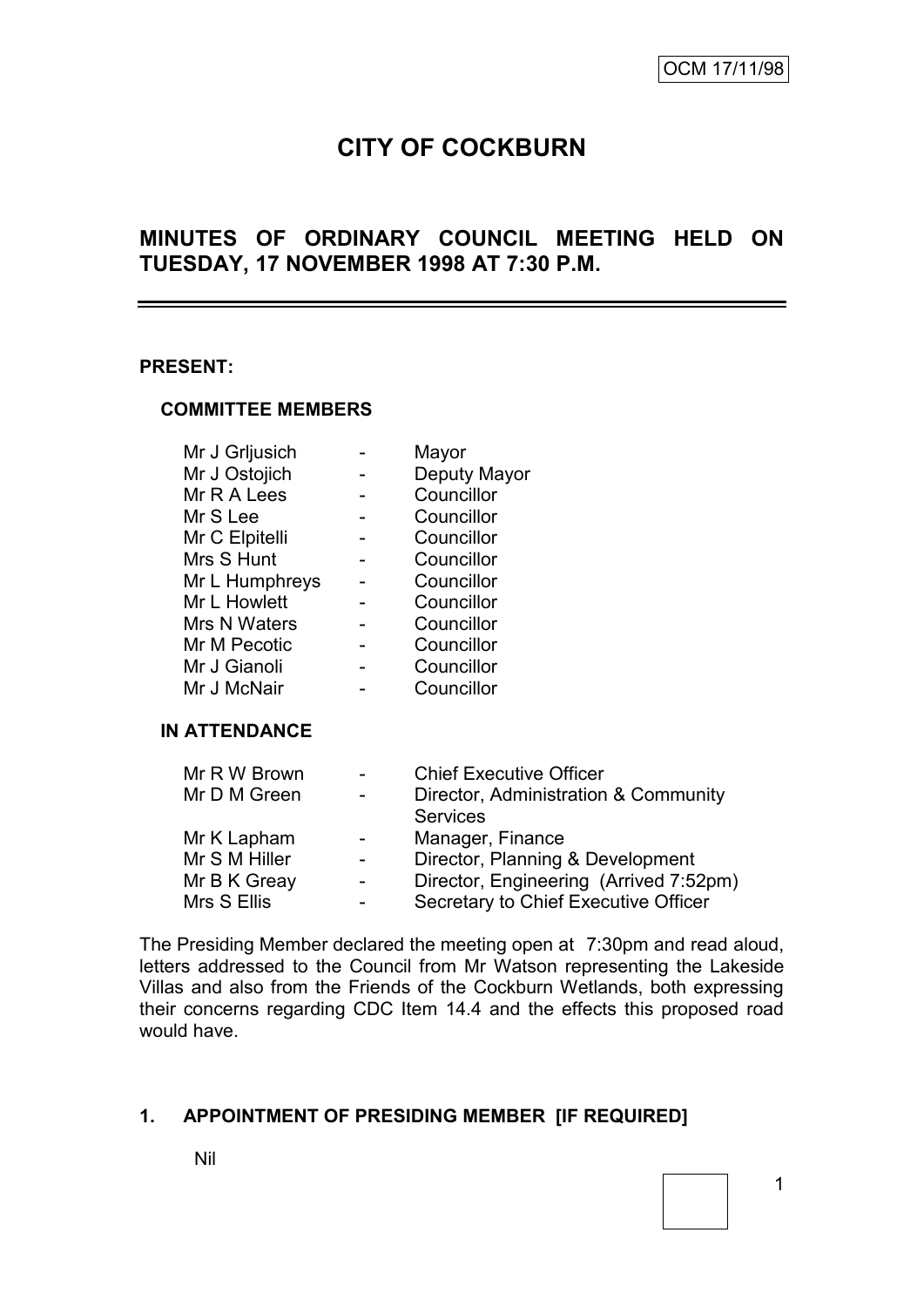OCM 17/11/98

# CITY OF COCKBURN

## MINUTES OF ORDINARY COUNCIL MEETING HELD ON TUESDAY, 17 NOVEMBER 1998 AT 7:30 P.M.

---

**PRESENT:**

**COMMITTEE MEMBERS**

| | | |
|---|---|---|
| Mr J Grljusich | - | Mayor |
| Mr J Ostojich | - | Deputy Mayor |
| Mr R A Lees | - | Councillor |
| Mr S Lee | - | Councillor |
| Mr C Elpitelli | - | Councillor |
| Mrs S Hunt | - | Councillor |
| Mr L Humphreys | - | Councillor |
| Mr L Howlett | - | Councillor |
| Mrs N Waters | - | Councillor |
| Mr M Pecotic | - | Councillor |
| Mr J Gianoli | - | Councillor |
| Mr J McNair | - | Councillor |

**IN ATTENDANCE**

| | | |
|---|---|---|
| Mr R W Brown | - | Chief Executive Officer |
| Mr D M Green | - | Director, Administration & Community Services |
| Mr K Lapham | - | Manager, Finance |
| Mr S M Hiller | - | Director, Planning & Development |
| Mr B K Greay | - | Director, Engineering (Arrived 7:52pm) |
| Mrs S Ellis | - | Secretary to Chief Executive Officer |

The Presiding Member declared the meeting open at 7:30pm and read aloud, letters addressed to the Council from Mr Watson representing the Lakeside Villas and also from the Friends of the Cockburn Wetlands, both expressing their concerns regarding CDC Item 14.4 and the effects this proposed road would have.

**1. APPOINTMENT OF PRESIDING MEMBER [IF REQUIRED]**

Nil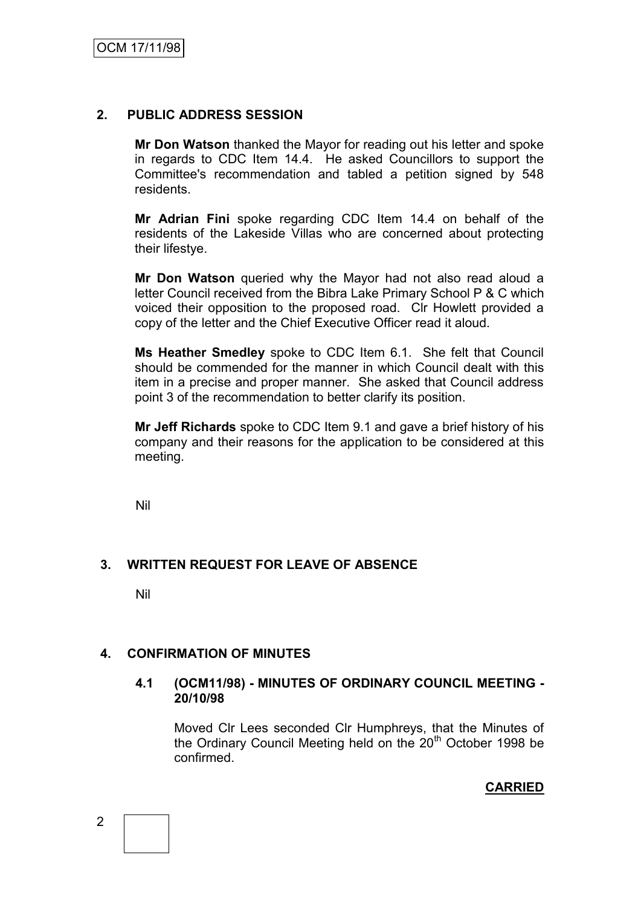## 2. PUBLIC ADDRESS SESSION

**Mr Don Watson** thanked the Mayor for reading out his letter and spoke in regards to CDC Item 14.4. He asked Councillors to support the Committee's recommendation and tabled a petition signed by 548 residents.

**Mr Adrian Fini** spoke regarding CDC Item 14.4 on behalf of the residents of the Lakeside Villas who are concerned about protecting their lifestye.

**Mr Don Watson** queried why the Mayor had not also read aloud a letter Council received from the Bibra Lake Primary School P & C which voiced their opposition to the proposed road. Clr Howlett provided a copy of the letter and the Chief Executive Officer read it aloud.

**Ms Heather Smedley** spoke to CDC Item 6.1. She felt that Council should be commended for the manner in which Council dealt with this item in a precise and proper manner. She asked that Council address point 3 of the recommendation to better clarify its position.

**Mr Jeff Richards** spoke to CDC Item 9.1 and gave a brief history of his company and their reasons for the application to be considered at this meeting.

Nil

## 3. WRITTEN REQUEST FOR LEAVE OF ABSENCE

Nil

## 4. CONFIRMATION OF MINUTES

### 4.1 (OCM11/98) - MINUTES OF ORDINARY COUNCIL MEETING - 20/10/98

Moved Clr Lees seconded Clr Humphreys, that the Minutes of the Ordinary Council Meeting held on the 20th October 1998 be confirmed.

**CARRIED**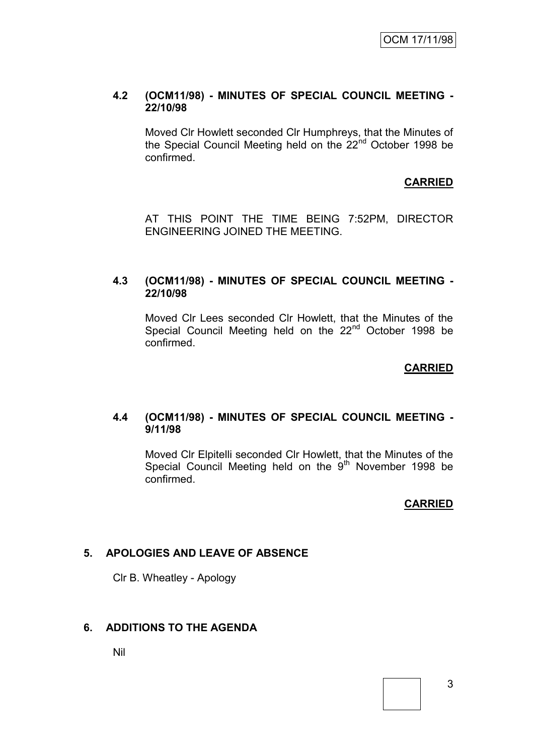#### 4.2 (OCM11/98) - MINUTES OF SPECIAL COUNCIL MEETING - 22/10/98

Moved Clr Howlett seconded Clr Humphreys, that the Minutes of the Special Council Meeting held on the 22nd October 1998 be confirmed.

**CARRIED**

AT THIS POINT THE TIME BEING 7:52PM, DIRECTOR ENGINEERING JOINED THE MEETING.

#### 4.3 (OCM11/98) - MINUTES OF SPECIAL COUNCIL MEETING - 22/10/98

Moved Clr Lees seconded Clr Howlett, that the Minutes of the Special Council Meeting held on the 22nd October 1998 be confirmed.

**CARRIED**

#### 4.4 (OCM11/98) - MINUTES OF SPECIAL COUNCIL MEETING - 9/11/98

Moved Clr Elpitelli seconded Clr Howlett, that the Minutes of the Special Council Meeting held on the 9th November 1998 be confirmed.

**CARRIED**

## 5. APOLOGIES AND LEAVE OF ABSENCE

Clr B. Wheatley - Apology

## 6. ADDITIONS TO THE AGENDA

Nil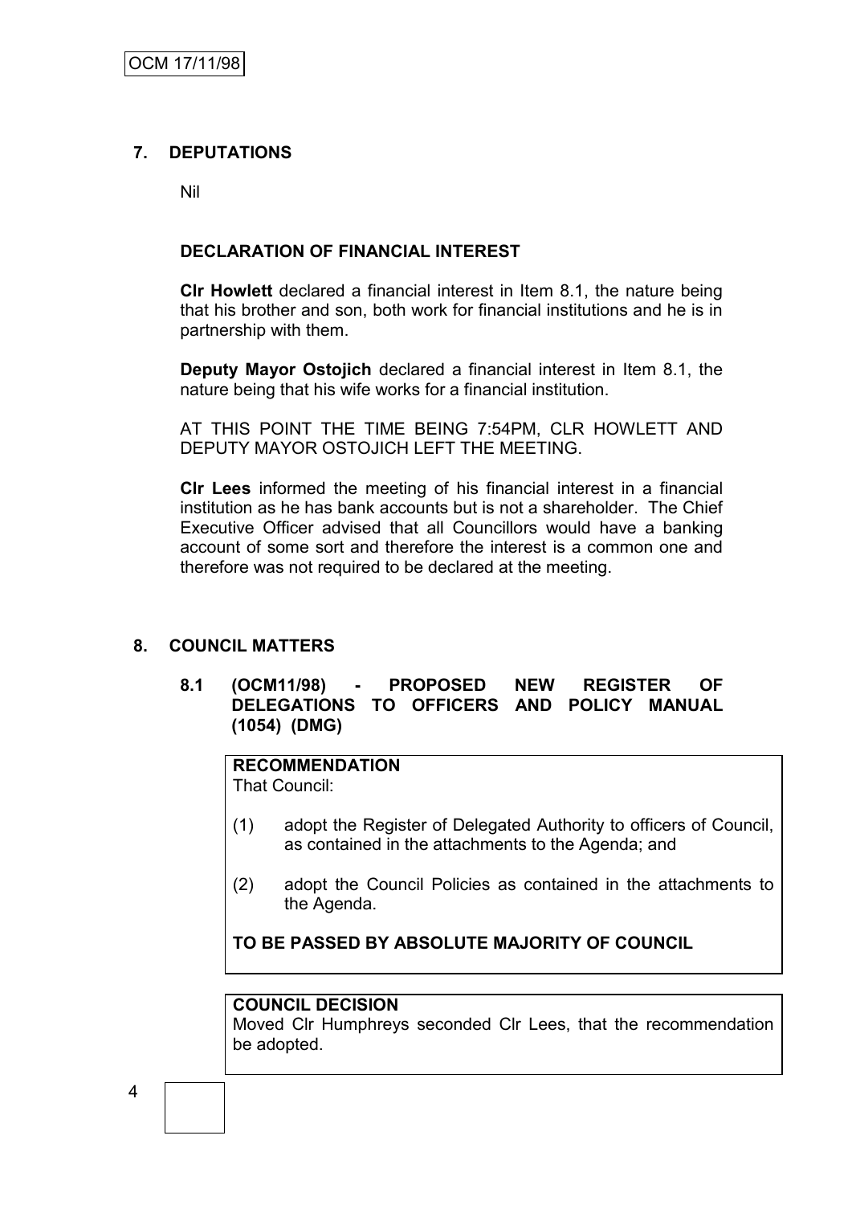## 7. DEPUTATIONS

Nil

### DECLARATION OF FINANCIAL INTEREST

**Clr Howlett** declared a financial interest in Item 8.1, the nature being that his brother and son, both work for financial institutions and he is in partnership with them.

**Deputy Mayor Ostojich** declared a financial interest in Item 8.1, the nature being that his wife works for a financial institution.

AT THIS POINT THE TIME BEING 7:54PM, CLR HOWLETT AND DEPUTY MAYOR OSTOJICH LEFT THE MEETING.

**Clr Lees** informed the meeting of his financial interest in a financial institution as he has bank accounts but is not a shareholder. The Chief Executive Officer advised that all Councillors would have a banking account of some sort and therefore the interest is a common one and therefore was not required to be declared at the meeting.

## 8. COUNCIL MATTERS

### 8.1 (OCM11/98) - PROPOSED NEW REGISTER OF DELEGATIONS TO OFFICERS AND POLICY MANUAL (1054) (DMG)

**RECOMMENDATION**

That Council:

(1) adopt the Register of Delegated Authority to officers of Council, as contained in the attachments to the Agenda; and

(2) adopt the Council Policies as contained in the attachments to the Agenda.

**TO BE PASSED BY ABSOLUTE MAJORITY OF COUNCIL**

**COUNCIL DECISION**

Moved Clr Humphreys seconded Clr Lees, that the recommendation be adopted.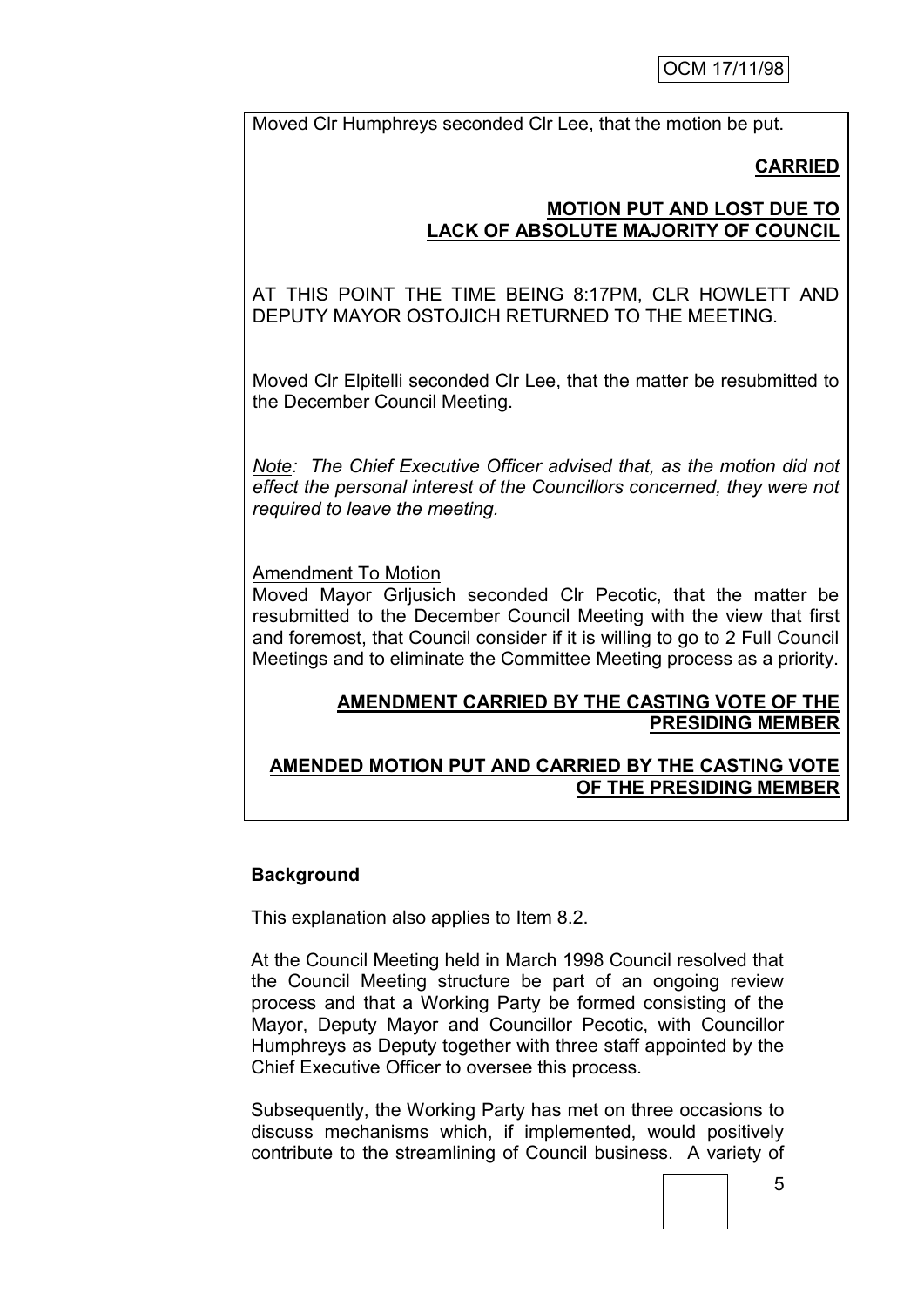Moved Clr Humphreys seconded Clr Lee, that the motion be put.

**CARRIED**

**MOTION PUT AND LOST DUE TO LACK OF ABSOLUTE MAJORITY OF COUNCIL**

AT THIS POINT THE TIME BEING 8:17PM, CLR HOWLETT AND DEPUTY MAYOR OSTOJICH RETURNED TO THE MEETING.

Moved Clr Elpitelli seconded Clr Lee, that the matter be resubmitted to the December Council Meeting.

*Note: The Chief Executive Officer advised that, as the motion did not effect the personal interest of the Councillors concerned, they were not required to leave the meeting.*

Amendment To Motion

Moved Mayor Grljusich seconded Clr Pecotic, that the matter be resubmitted to the December Council Meeting with the view that first and foremost, that Council consider if it is willing to go to 2 Full Council Meetings and to eliminate the Committee Meeting process as a priority.

**AMENDMENT CARRIED BY THE CASTING VOTE OF THE PRESIDING MEMBER**

**AMENDED MOTION PUT AND CARRIED BY THE CASTING VOTE OF THE PRESIDING MEMBER**

**Background**

This explanation also applies to Item 8.2.

At the Council Meeting held in March 1998 Council resolved that the Council Meeting structure be part of an ongoing review process and that a Working Party be formed consisting of the Mayor, Deputy Mayor and Councillor Pecotic, with Councillor Humphreys as Deputy together with three staff appointed by the Chief Executive Officer to oversee this process.

Subsequently, the Working Party has met on three occasions to discuss mechanisms which, if implemented, would positively contribute to the streamlining of Council business. A variety of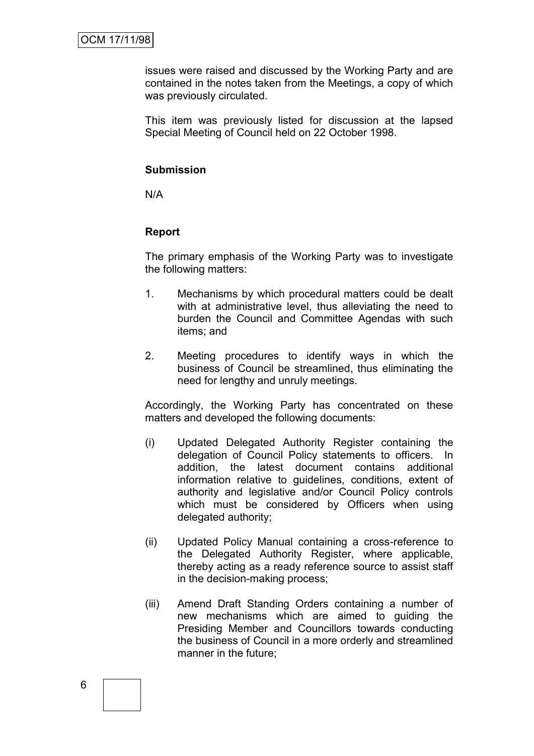issues were raised and discussed by the Working Party and are contained in the notes taken from the Meetings, a copy of which was previously circulated.

This item was previously listed for discussion at the lapsed Special Meeting of Council held on 22 October 1998.

**Submission**

N/A

**Report**

The primary emphasis of the Working Party was to investigate the following matters:

1. Mechanisms by which procedural matters could be dealt with at administrative level, thus alleviating the need to burden the Council and Committee Agendas with such items; and

2. Meeting procedures to identify ways in which the business of Council be streamlined, thus eliminating the need for lengthy and unruly meetings.

Accordingly, the Working Party has concentrated on these matters and developed the following documents:

(i) Updated Delegated Authority Register containing the delegation of Council Policy statements to officers. In addition, the latest document contains additional information relative to guidelines, conditions, extent of authority and legislative and/or Council Policy controls which must be considered by Officers when using delegated authority;

(ii) Updated Policy Manual containing a cross-reference to the Delegated Authority Register, where applicable, thereby acting as a ready reference source to assist staff in the decision-making process;

(iii) Amend Draft Standing Orders containing a number of new mechanisms which are aimed to guiding the Presiding Member and Councillors towards conducting the business of Council in a more orderly and streamlined manner in the future;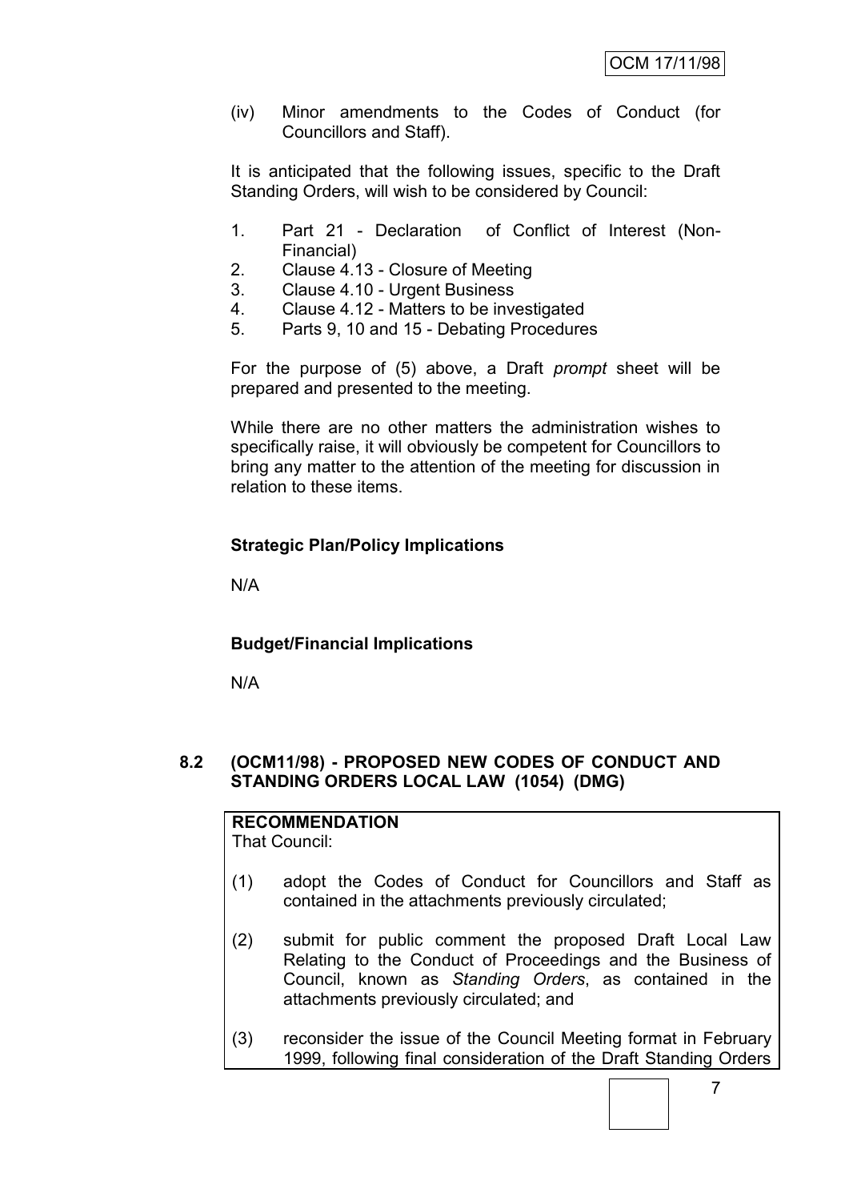(iv) Minor amendments to the Codes of Conduct (for Councillors and Staff).

It is anticipated that the following issues, specific to the Draft Standing Orders, will wish to be considered by Council:

1. Part 21 - Declaration of Conflict of Interest (Non-Financial)
2. Clause 4.13 - Closure of Meeting
3. Clause 4.10 - Urgent Business
4. Clause 4.12 - Matters to be investigated
5. Parts 9, 10 and 15 - Debating Procedures

For the purpose of (5) above, a Draft *prompt* sheet will be prepared and presented to the meeting.

While there are no other matters the administration wishes to specifically raise, it will obviously be competent for Councillors to bring any matter to the attention of the meeting for discussion in relation to these items.

**Strategic Plan/Policy Implications**

N/A

**Budget/Financial Implications**

N/A

### 8.2 (OCM11/98) - PROPOSED NEW CODES OF CONDUCT AND STANDING ORDERS LOCAL LAW (1054) (DMG)

**RECOMMENDATION**
That Council:

(1) adopt the Codes of Conduct for Councillors and Staff as contained in the attachments previously circulated;

(2) submit for public comment the proposed Draft Local Law Relating to the Conduct of Proceedings and the Business of Council, known as *Standing Orders*, as contained in the attachments previously circulated; and

(3) reconsider the issue of the Council Meeting format in February 1999, following final consideration of the Draft Standing Orders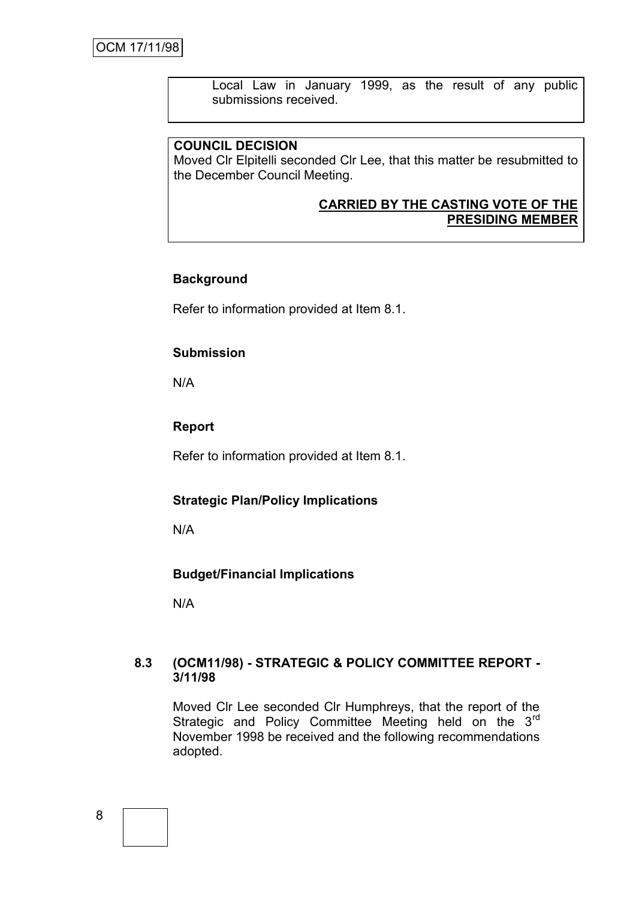Local Law in January 1999, as the result of any public submissions received.

**COUNCIL DECISION**
Moved Clr Elpitelli seconded Clr Lee, that this matter be resubmitted to the December Council Meeting.

**CARRIED BY THE CASTING VOTE OF THE PRESIDING MEMBER**

**Background**

Refer to information provided at Item 8.1.

**Submission**

N/A

**Report**

Refer to information provided at Item 8.1.

**Strategic Plan/Policy Implications**

N/A

**Budget/Financial Implications**

N/A

### 8.3 (OCM11/98) - STRATEGIC & POLICY COMMITTEE REPORT - 3/11/98

Moved Clr Lee seconded Clr Humphreys, that the report of the Strategic and Policy Committee Meeting held on the 3rd November 1998 be received and the following recommendations adopted.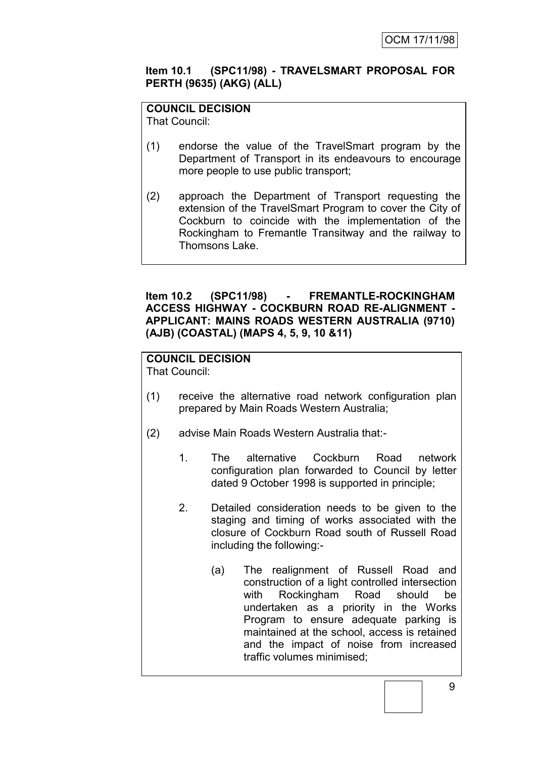**Item 10.1 (SPC11/98) - TRAVELSMART PROPOSAL FOR PERTH (9635) (AKG) (ALL)**

**COUNCIL DECISION**

That Council:

(1) endorse the value of the TravelSmart program by the Department of Transport in its endeavours to encourage more people to use public transport;

(2) approach the Department of Transport requesting the extension of the TravelSmart Program to cover the City of Cockburn to coincide with the implementation of the Rockingham to Fremantle Transitway and the railway to Thomsons Lake.

**Item 10.2 (SPC11/98) - FREMANTLE-ROCKINGHAM ACCESS HIGHWAY - COCKBURN ROAD RE-ALIGNMENT - APPLICANT: MAINS ROADS WESTERN AUSTRALIA (9710) (AJB) (COASTAL) (MAPS 4, 5, 9, 10 &11)**

**COUNCIL DECISION**

That Council:

(1) receive the alternative road network configuration plan prepared by Main Roads Western Australia;

(2) advise Main Roads Western Australia that:-

1. The alternative Cockburn Road network configuration plan forwarded to Council by letter dated 9 October 1998 is supported in principle;

2. Detailed consideration needs to be given to the staging and timing of works associated with the closure of Cockburn Road south of Russell Road including the following:-

   (a) The realignment of Russell Road and construction of a light controlled intersection with Rockingham Road should be undertaken as a priority in the Works Program to ensure adequate parking is maintained at the school, access is retained and the impact of noise from increased traffic volumes minimised;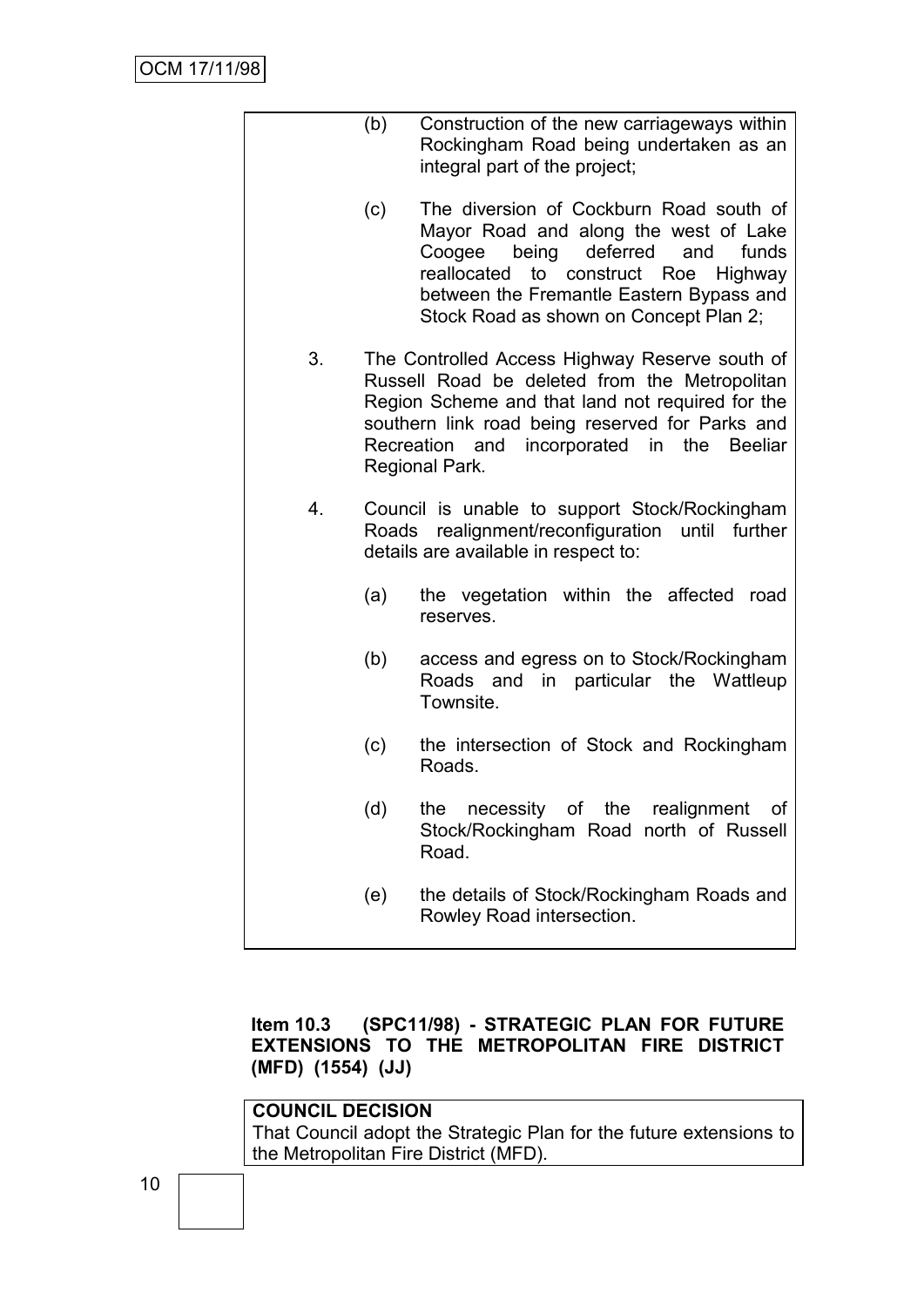(b) Construction of the new carriageways within Rockingham Road being undertaken as an integral part of the project;

(c) The diversion of Cockburn Road south of Mayor Road and along the west of Lake Coogee being deferred and funds reallocated to construct Roe Highway between the Fremantle Eastern Bypass and Stock Road as shown on Concept Plan 2;

3. The Controlled Access Highway Reserve south of Russell Road be deleted from the Metropolitan Region Scheme and that land not required for the southern link road being reserved for Parks and Recreation and incorporated in the Beeliar Regional Park.

4. Council is unable to support Stock/Rockingham Roads realignment/reconfiguration until further details are available in respect to:

   (a) the vegetation within the affected road reserves.

   (b) access and egress on to Stock/Rockingham Roads and in particular the Wattleup Townsite.

   (c) the intersection of Stock and Rockingham Roads.

   (d) the necessity of the realignment of Stock/Rockingham Road north of Russell Road.

   (e) the details of Stock/Rockingham Roads and Rowley Road intersection.

**Item 10.3 (SPC11/98) - STRATEGIC PLAN FOR FUTURE EXTENSIONS TO THE METROPOLITAN FIRE DISTRICT (MFD) (1554) (JJ)**

**COUNCIL DECISION**
That Council adopt the Strategic Plan for the future extensions to the Metropolitan Fire District (MFD).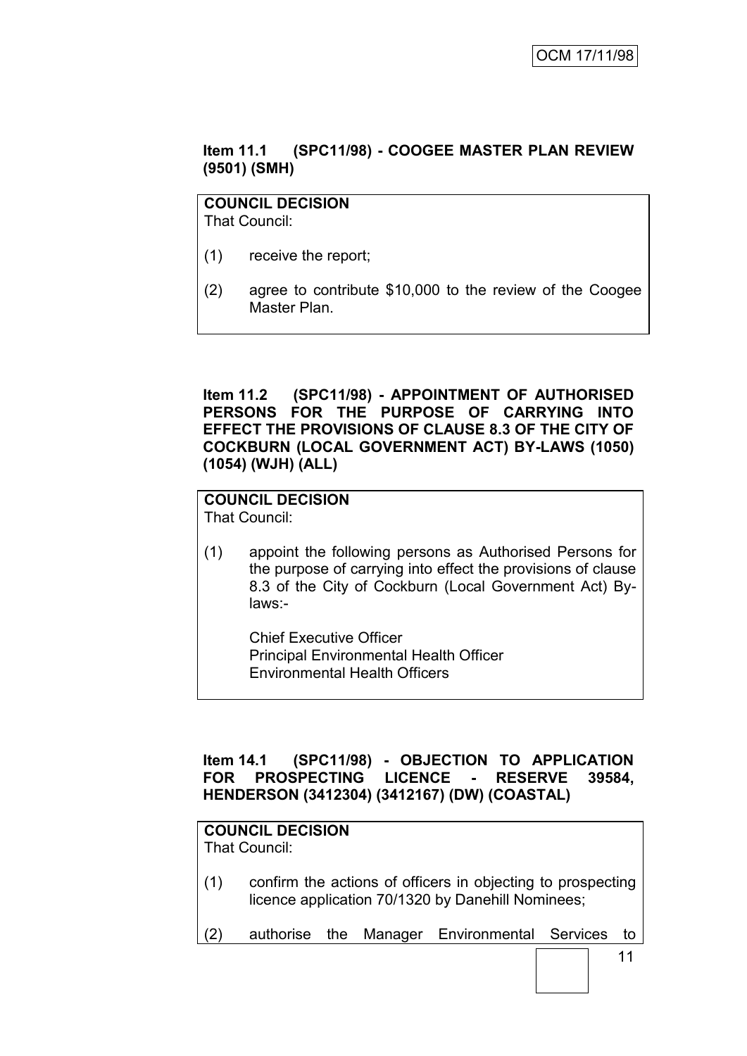**Item 11.1 (SPC11/98) - COOGEE MASTER PLAN REVIEW (9501) (SMH)**

**COUNCIL DECISION**
That Council:

(1) receive the report;

(2) agree to contribute $10,000 to the review of the Coogee Master Plan.

**Item 11.2 (SPC11/98) - APPOINTMENT OF AUTHORISED PERSONS FOR THE PURPOSE OF CARRYING INTO EFFECT THE PROVISIONS OF CLAUSE 8.3 OF THE CITY OF COCKBURN (LOCAL GOVERNMENT ACT) BY-LAWS (1050) (1054) (WJH) (ALL)**

**COUNCIL DECISION**
That Council:

(1) appoint the following persons as Authorised Persons for the purpose of carrying into effect the provisions of clause 8.3 of the City of Cockburn (Local Government Act) By-laws:-

Chief Executive Officer
Principal Environmental Health Officer
Environmental Health Officers

**Item 14.1 (SPC11/98) - OBJECTION TO APPLICATION FOR PROSPECTING LICENCE - RESERVE 39584, HENDERSON (3412304) (3412167) (DW) (COASTAL)**

**COUNCIL DECISION**
That Council:

(1) confirm the actions of officers in objecting to prospecting licence application 70/1320 by Danehill Nominees;

(2) authorise the Manager Environmental Services to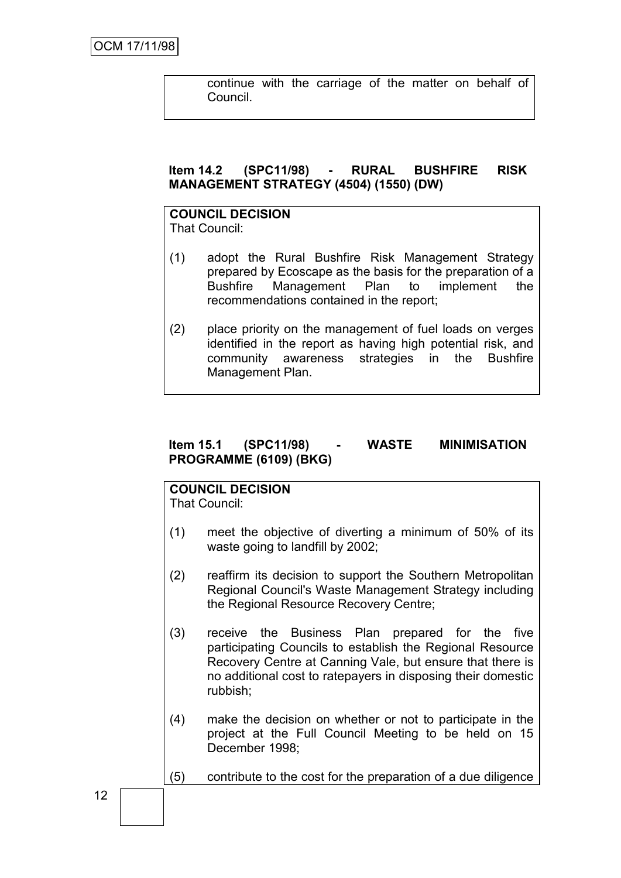continue with the carriage of the matter on behalf of Council.

**Item 14.2 (SPC11/98) - RURAL BUSHFIRE RISK MANAGEMENT STRATEGY (4504) (1550) (DW)**

**COUNCIL DECISION**
That Council:

(1) adopt the Rural Bushfire Risk Management Strategy prepared by Ecoscape as the basis for the preparation of a Bushfire Management Plan to implement the recommendations contained in the report;

(2) place priority on the management of fuel loads on verges identified in the report as having high potential risk, and community awareness strategies in the Bushfire Management Plan.

**Item 15.1 (SPC11/98) - WASTE MINIMISATION PROGRAMME (6109) (BKG)**

**COUNCIL DECISION**
That Council:

(1) meet the objective of diverting a minimum of 50% of its waste going to landfill by 2002;

(2) reaffirm its decision to support the Southern Metropolitan Regional Council's Waste Management Strategy including the Regional Resource Recovery Centre;

(3) receive the Business Plan prepared for the five participating Councils to establish the Regional Resource Recovery Centre at Canning Vale, but ensure that there is no additional cost to ratepayers in disposing their domestic rubbish;

(4) make the decision on whether or not to participate in the project at the Full Council Meeting to be held on 15 December 1998;

(5) contribute to the cost for the preparation of a due diligence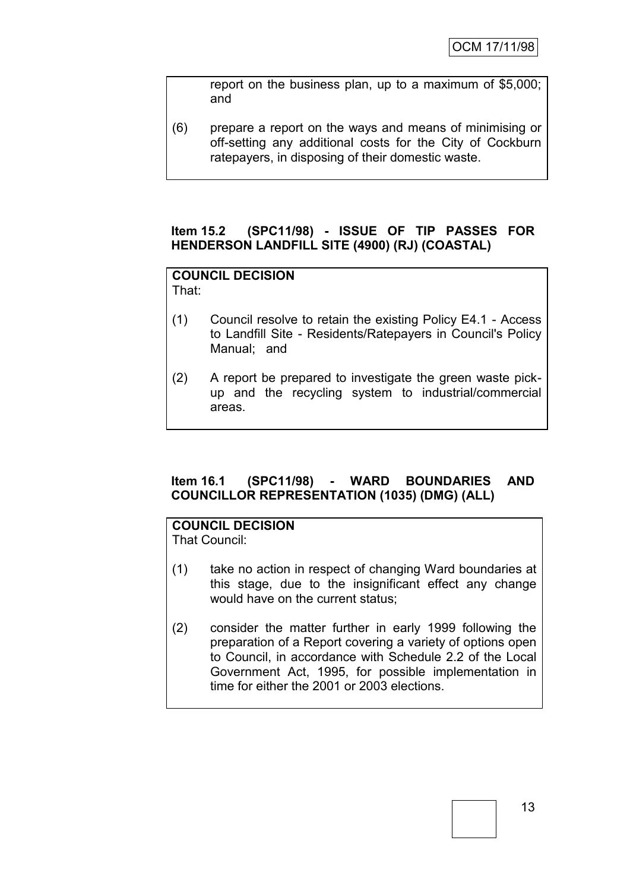report on the business plan, up to a maximum of $5,000; and

(6) prepare a report on the ways and means of minimising or off-setting any additional costs for the City of Cockburn ratepayers, in disposing of their domestic waste.

**Item 15.2 (SPC11/98) - ISSUE OF TIP PASSES FOR HENDERSON LANDFILL SITE (4900) (RJ) (COASTAL)**

**COUNCIL DECISION**

That:

(1) Council resolve to retain the existing Policy E4.1 - Access to Landfill Site - Residents/Ratepayers in Council's Policy Manual; and

(2) A report be prepared to investigate the green waste pick-up and the recycling system to industrial/commercial areas.

**Item 16.1 (SPC11/98) - WARD BOUNDARIES AND COUNCILLOR REPRESENTATION (1035) (DMG) (ALL)**

**COUNCIL DECISION**

That Council:

(1) take no action in respect of changing Ward boundaries at this stage, due to the insignificant effect any change would have on the current status;

(2) consider the matter further in early 1999 following the preparation of a Report covering a variety of options open to Council, in accordance with Schedule 2.2 of the Local Government Act, 1995, for possible implementation in time for either the 2001 or 2003 elections.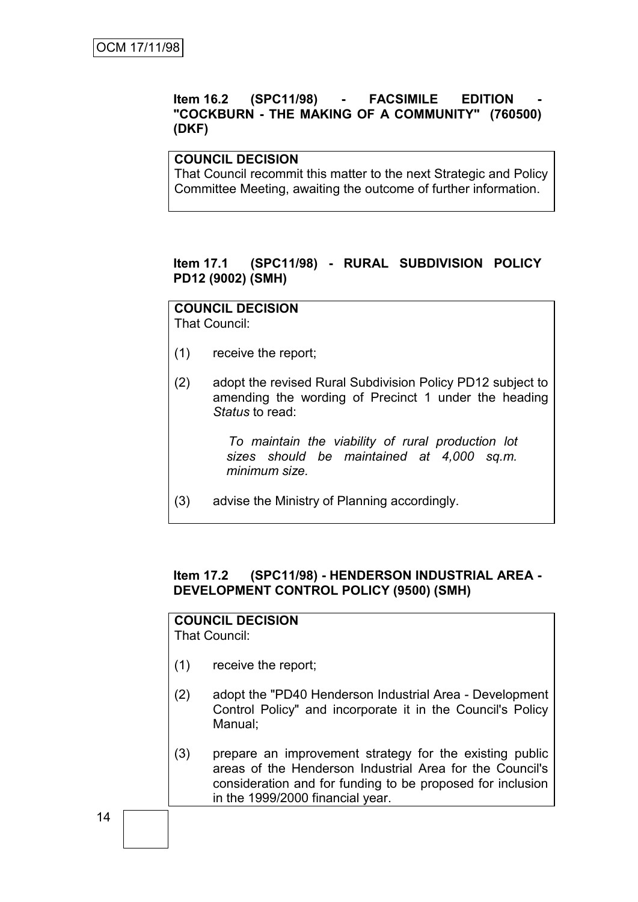**Item 16.2 (SPC11/98) - FACSIMILE EDITION - "COCKBURN - THE MAKING OF A COMMUNITY" (760500) (DKF)**

**COUNCIL DECISION**

That Council recommit this matter to the next Strategic and Policy Committee Meeting, awaiting the outcome of further information.

**Item 17.1 (SPC11/98) - RURAL SUBDIVISION POLICY PD12 (9002) (SMH)**

**COUNCIL DECISION**

That Council:

(1) receive the report;

(2) adopt the revised Rural Subdivision Policy PD12 subject to amending the wording of Precinct 1 under the heading *Status* to read:

> *To maintain the viability of rural production lot sizes should be maintained at 4,000 sq.m. minimum size.*

(3) advise the Ministry of Planning accordingly.

**Item 17.2 (SPC11/98) - HENDERSON INDUSTRIAL AREA - DEVELOPMENT CONTROL POLICY (9500) (SMH)**

**COUNCIL DECISION**

That Council:

(1) receive the report;

(2) adopt the "PD40 Henderson Industrial Area - Development Control Policy" and incorporate it in the Council's Policy Manual;

(3) prepare an improvement strategy for the existing public areas of the Henderson Industrial Area for the Council's consideration and for funding to be proposed for inclusion in the 1999/2000 financial year.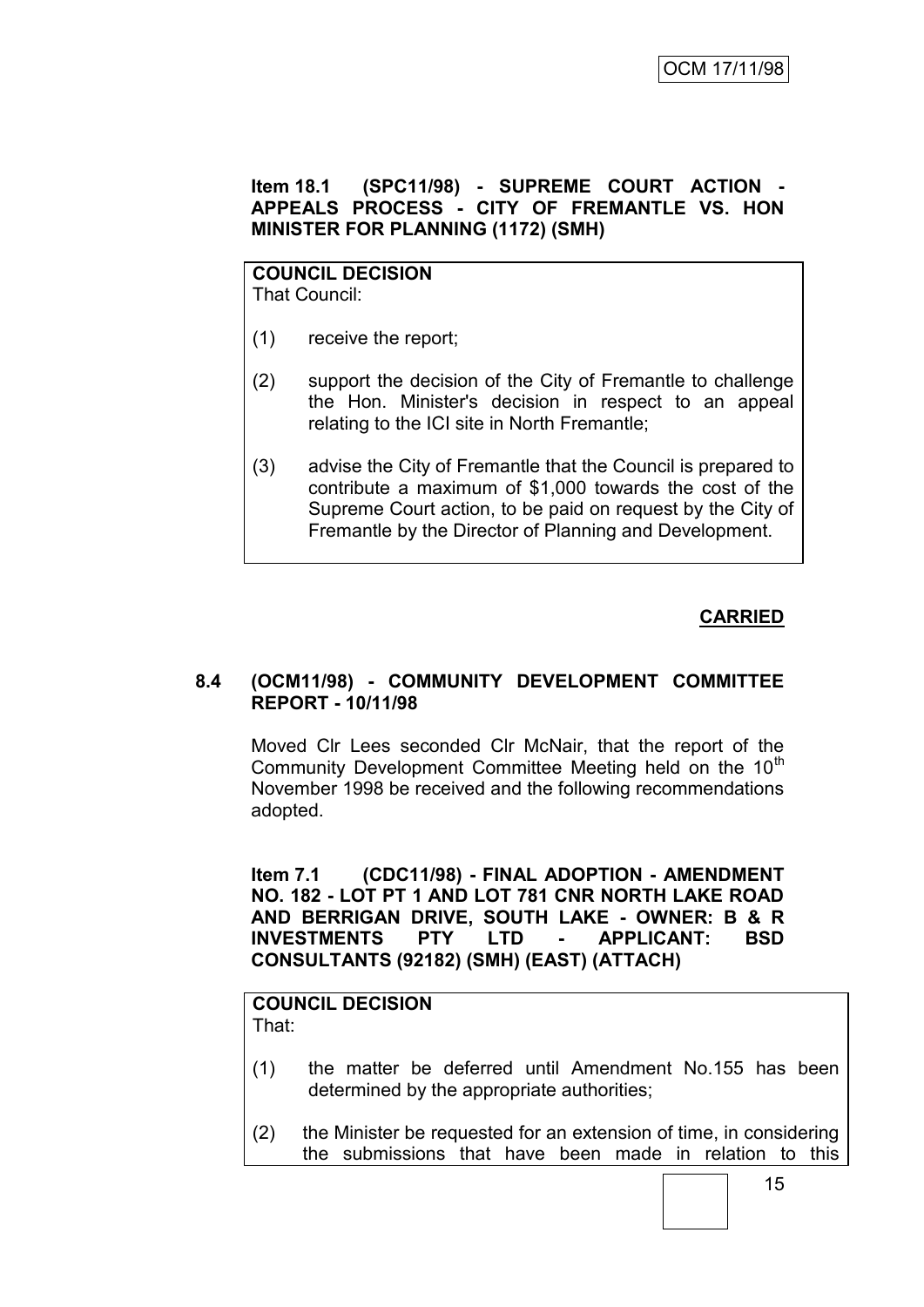**Item 18.1 (SPC11/98) - SUPREME COURT ACTION - APPEALS PROCESS - CITY OF FREMANTLE VS. HON MINISTER FOR PLANNING (1172) (SMH)**

**COUNCIL DECISION**

That Council:

(1) receive the report;

(2) support the decision of the City of Fremantle to challenge the Hon. Minister's decision in respect to an appeal relating to the ICI site in North Fremantle;

(3) advise the City of Fremantle that the Council is prepared to contribute a maximum of $1,000 towards the cost of the Supreme Court action, to be paid on request by the City of Fremantle by the Director of Planning and Development.

**CARRIED**

**8.4 (OCM11/98) - COMMUNITY DEVELOPMENT COMMITTEE REPORT - 10/11/98**

Moved Clr Lees seconded Clr McNair, that the report of the Community Development Committee Meeting held on the 10th November 1998 be received and the following recommendations adopted.

**Item 7.1 (CDC11/98) - FINAL ADOPTION - AMENDMENT NO. 182 - LOT PT 1 AND LOT 781 CNR NORTH LAKE ROAD AND BERRIGAN DRIVE, SOUTH LAKE - OWNER: B & R INVESTMENTS PTY LTD - APPLICANT: BSD CONSULTANTS (92182) (SMH) (EAST) (ATTACH)**

**COUNCIL DECISION**

That:

(1) the matter be deferred until Amendment No.155 has been determined by the appropriate authorities;

(2) the Minister be requested for an extension of time, in considering the submissions that have been made in relation to this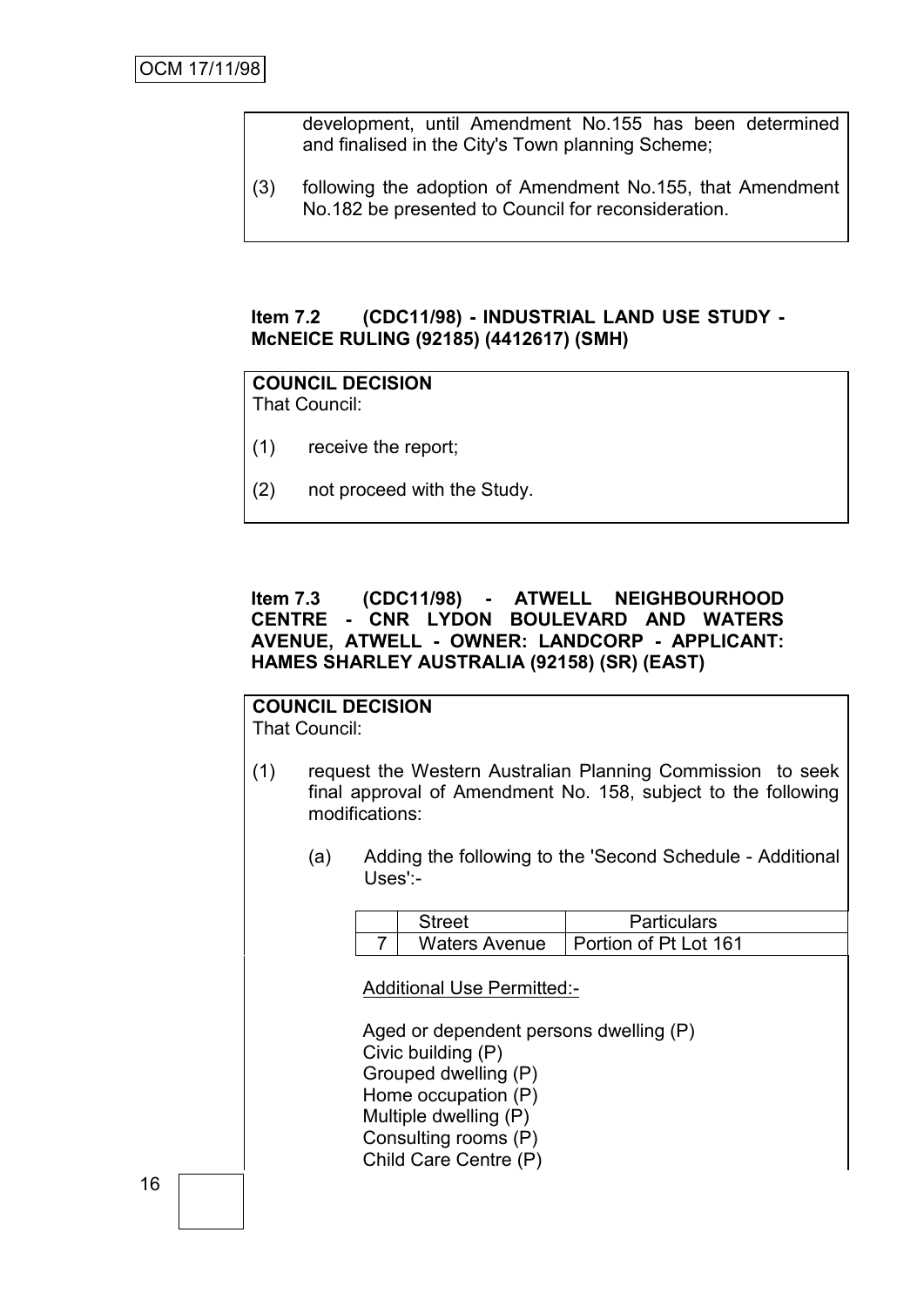development, until Amendment No.155 has been determined and finalised in the City's Town planning Scheme;

(3) following the adoption of Amendment No.155, that Amendment No.182 be presented to Council for reconsideration.

**Item 7.2 (CDC11/98) - INDUSTRIAL LAND USE STUDY - McNEICE RULING (92185) (4412617) (SMH)**

**COUNCIL DECISION**

That Council:

(1) receive the report;

(2) not proceed with the Study.

**Item 7.3 (CDC11/98) - ATWELL NEIGHBOURHOOD CENTRE - CNR LYDON BOULEVARD AND WATERS AVENUE, ATWELL - OWNER: LANDCORP - APPLICANT: HAMES SHARLEY AUSTRALIA (92158) (SR) (EAST)**

**COUNCIL DECISION**

That Council:

(1) request the Western Australian Planning Commission to seek final approval of Amendment No. 158, subject to the following modifications:

(a) Adding the following to the 'Second Schedule - Additional Uses':-

| | Street | Particulars |
|---|---|---|
| 7 | Waters Avenue | Portion of Pt Lot 161 |

Additional Use Permitted:-

Aged or dependent persons dwelling (P)
Civic building (P)
Grouped dwelling (P)
Home occupation (P)
Multiple dwelling (P)
Consulting rooms (P)
Child Care Centre (P)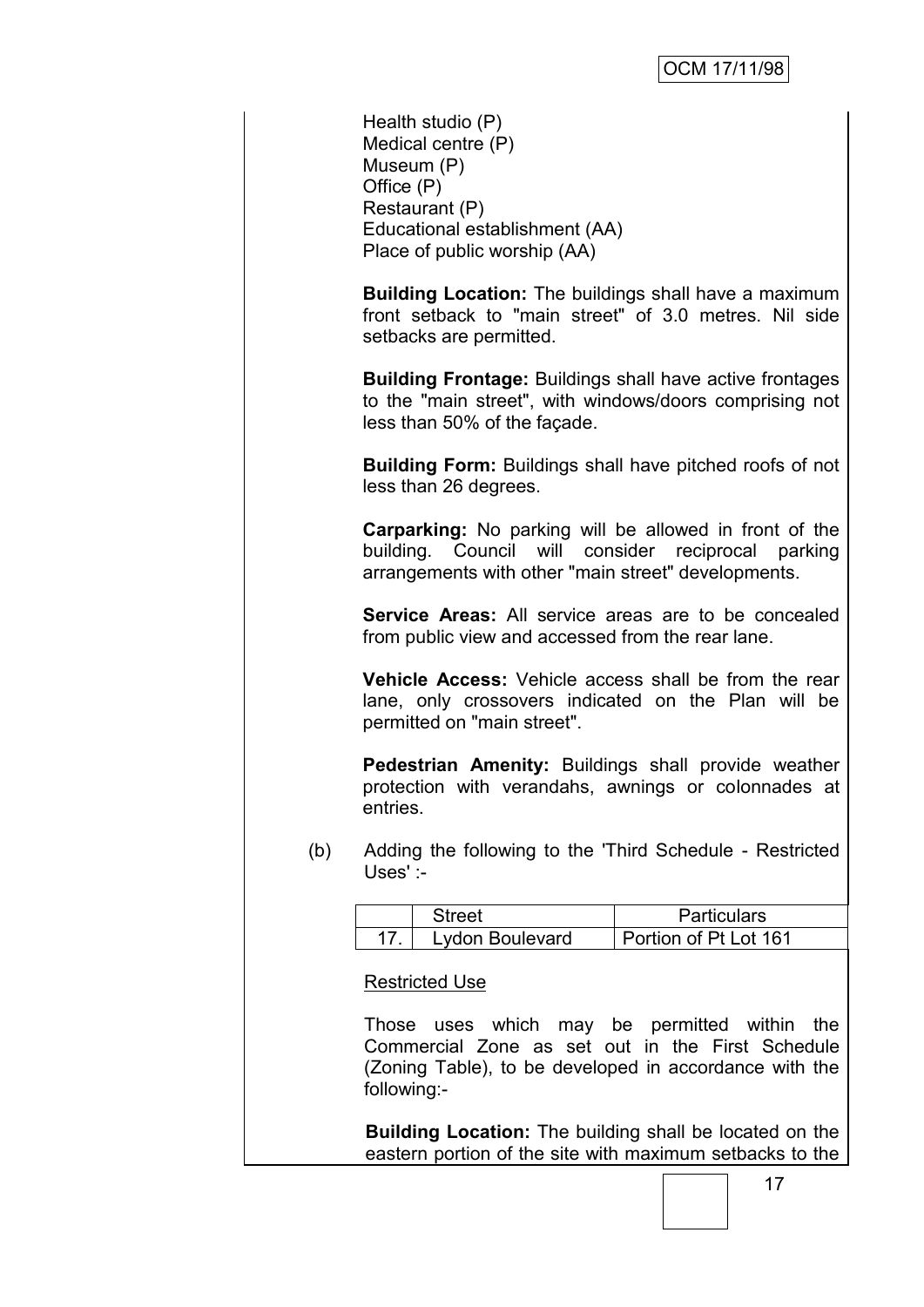Health studio (P)
Medical centre (P)
Museum (P)
Office (P)
Restaurant (P)
Educational establishment (AA)
Place of public worship (AA)

**Building Location:** The buildings shall have a maximum front setback to "main street" of 3.0 metres. Nil side setbacks are permitted.

**Building Frontage:** Buildings shall have active frontages to the "main street", with windows/doors comprising not less than 50% of the façade.

**Building Form:** Buildings shall have pitched roofs of not less than 26 degrees.

**Carparking:** No parking will be allowed in front of the building. Council will consider reciprocal parking arrangements with other "main street" developments.

**Service Areas:** All service areas are to be concealed from public view and accessed from the rear lane.

**Vehicle Access:** Vehicle access shall be from the rear lane, only crossovers indicated on the Plan will be permitted on "main street".

**Pedestrian Amenity:** Buildings shall provide weather protection with verandahs, awnings or colonnades at entries.

(b) Adding the following to the 'Third Schedule - Restricted Uses' :-

| | Street | Particulars |
|---|---|---|
| 17. | Lydon Boulevard | Portion of Pt Lot 161 |

Restricted Use

Those uses which may be permitted within the Commercial Zone as set out in the First Schedule (Zoning Table), to be developed in accordance with the following:-

**Building Location:** The building shall be located on the eastern portion of the site with maximum setbacks to the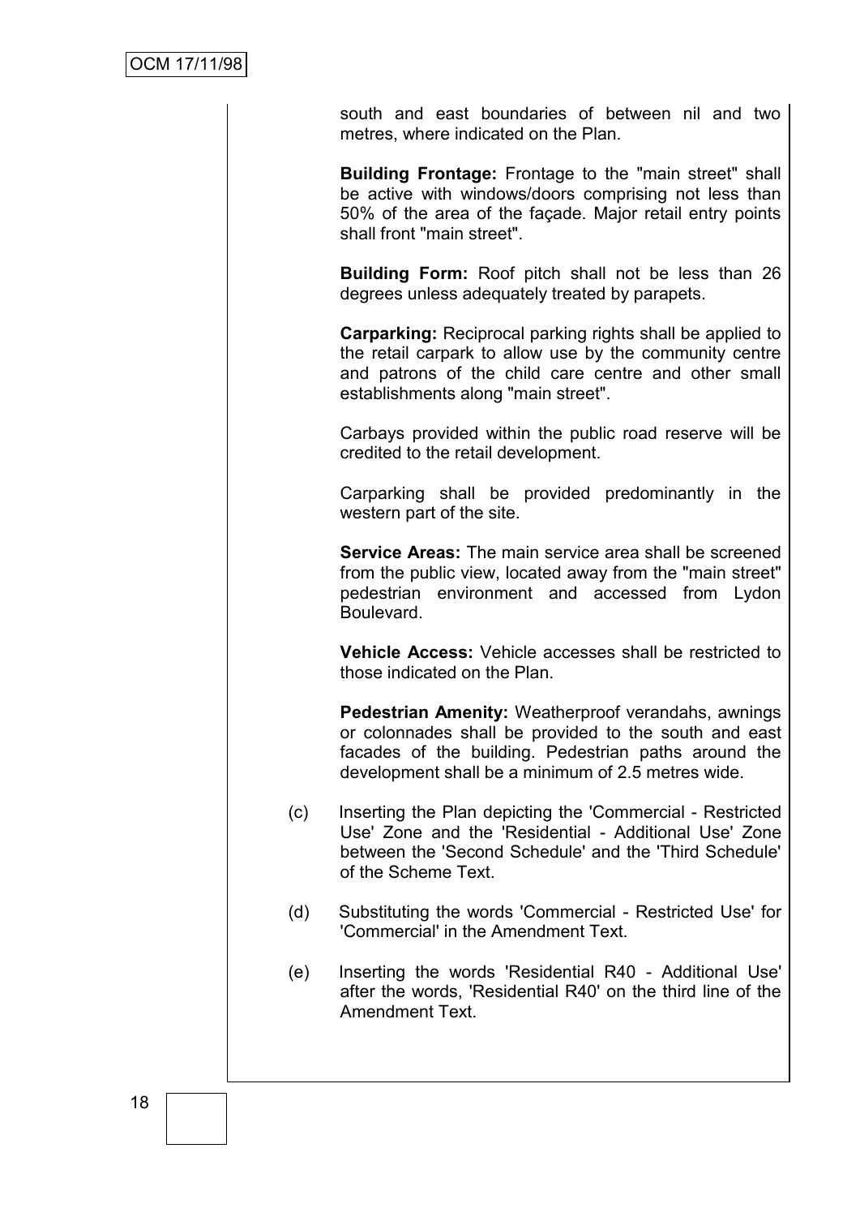south and east boundaries of between nil and two metres, where indicated on the Plan.

**Building Frontage:** Frontage to the "main street" shall be active with windows/doors comprising not less than 50% of the area of the façade. Major retail entry points shall front "main street".

**Building Form:** Roof pitch shall not be less than 26 degrees unless adequately treated by parapets.

**Carparking:** Reciprocal parking rights shall be applied to the retail carpark to allow use by the community centre and patrons of the child care centre and other small establishments along "main street".

Carbays provided within the public road reserve will be credited to the retail development.

Carparking shall be provided predominantly in the western part of the site.

**Service Areas:** The main service area shall be screened from the public view, located away from the "main street" pedestrian environment and accessed from Lydon Boulevard.

**Vehicle Access:** Vehicle accesses shall be restricted to those indicated on the Plan.

**Pedestrian Amenity:** Weatherproof verandahs, awnings or colonnades shall be provided to the south and east facades of the building. Pedestrian paths around the development shall be a minimum of 2.5 metres wide.

(c) Inserting the Plan depicting the 'Commercial - Restricted Use' Zone and the 'Residential - Additional Use' Zone between the 'Second Schedule' and the 'Third Schedule' of the Scheme Text.

(d) Substituting the words 'Commercial - Restricted Use' for 'Commercial' in the Amendment Text.

(e) Inserting the words 'Residential R40 - Additional Use' after the words, 'Residential R40' on the third line of the Amendment Text.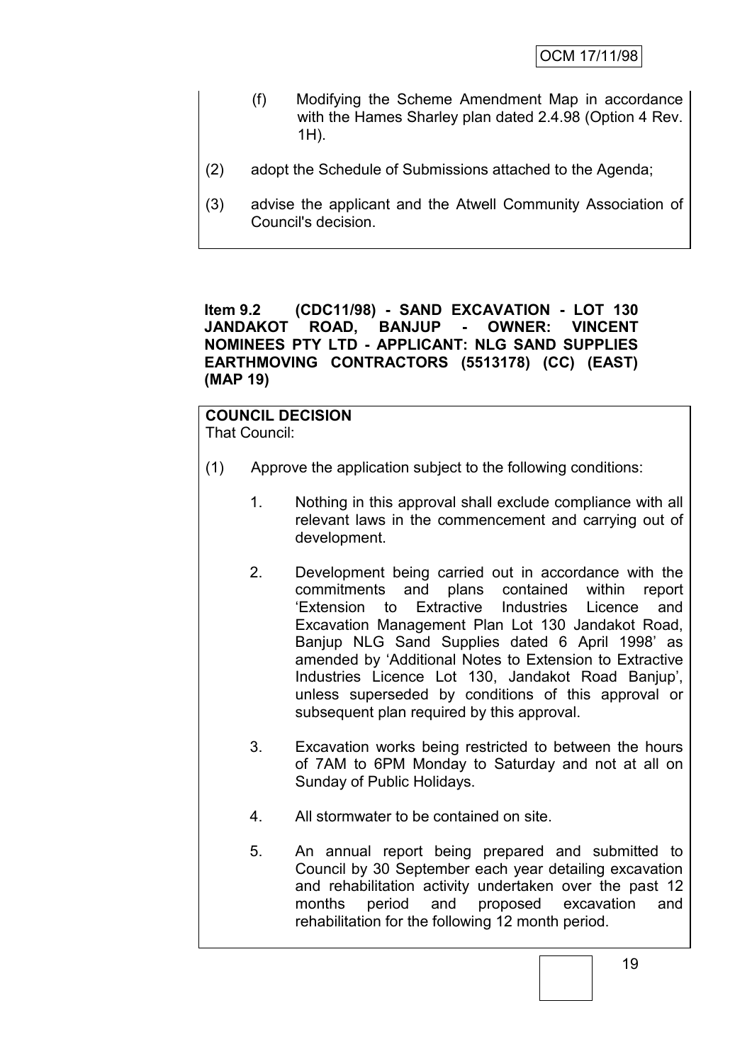(f) Modifying the Scheme Amendment Map in accordance with the Hames Sharley plan dated 2.4.98 (Option 4 Rev. 1H).

(2) adopt the Schedule of Submissions attached to the Agenda;

(3) advise the applicant and the Atwell Community Association of Council's decision.

**Item 9.2 (CDC11/98) - SAND EXCAVATION - LOT 130 JANDAKOT ROAD, BANJUP - OWNER: VINCENT NOMINEES PTY LTD - APPLICANT: NLG SAND SUPPLIES EARTHMOVING CONTRACTORS (5513178) (CC) (EAST) (MAP 19)**

**COUNCIL DECISION**

That Council:

(1) Approve the application subject to the following conditions:

1. Nothing in this approval shall exclude compliance with all relevant laws in the commencement and carrying out of development.

2. Development being carried out in accordance with the commitments and plans contained within report 'Extension to Extractive Industries Licence and Excavation Management Plan Lot 130 Jandakot Road, Banjup NLG Sand Supplies dated 6 April 1998' as amended by 'Additional Notes to Extension to Extractive Industries Licence Lot 130, Jandakot Road Banjup', unless superseded by conditions of this approval or subsequent plan required by this approval.

3. Excavation works being restricted to between the hours of 7AM to 6PM Monday to Saturday and not at all on Sunday of Public Holidays.

4. All stormwater to be contained on site.

5. An annual report being prepared and submitted to Council by 30 September each year detailing excavation and rehabilitation activity undertaken over the past 12 months period and proposed excavation and rehabilitation for the following 12 month period.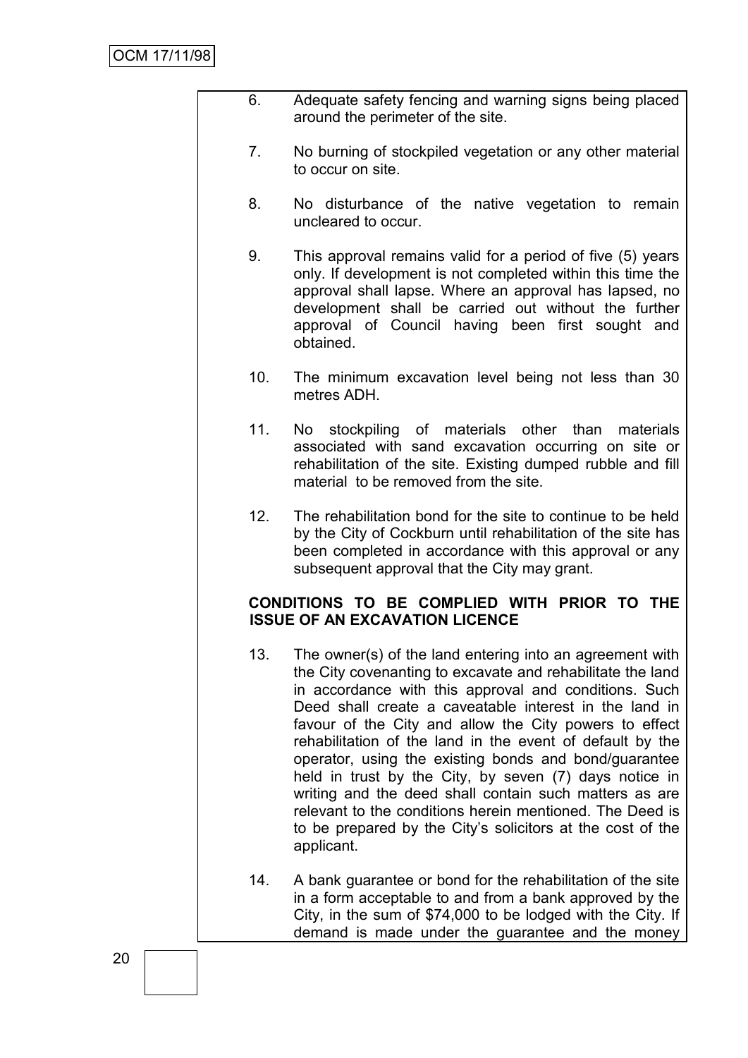6. Adequate safety fencing and warning signs being placed around the perimeter of the site.

7. No burning of stockpiled vegetation or any other material to occur on site.

8. No disturbance of the native vegetation to remain uncleared to occur.

9. This approval remains valid for a period of five (5) years only. If development is not completed within this time the approval shall lapse. Where an approval has lapsed, no development shall be carried out without the further approval of Council having been first sought and obtained.

10. The minimum excavation level being not less than 30 metres ADH.

11. No stockpiling of materials other than materials associated with sand excavation occurring on site or rehabilitation of the site. Existing dumped rubble and fill material to be removed from the site.

12. The rehabilitation bond for the site to continue to be held by the City of Cockburn until rehabilitation of the site has been completed in accordance with this approval or any subsequent approval that the City may grant.

**CONDITIONS TO BE COMPLIED WITH PRIOR TO THE ISSUE OF AN EXCAVATION LICENCE**

13. The owner(s) of the land entering into an agreement with the City covenanting to excavate and rehabilitate the land in accordance with this approval and conditions. Such Deed shall create a caveatable interest in the land in favour of the City and allow the City powers to effect rehabilitation of the land in the event of default by the operator, using the existing bonds and bond/guarantee held in trust by the City, by seven (7) days notice in writing and the deed shall contain such matters as are relevant to the conditions herein mentioned. The Deed is to be prepared by the City's solicitors at the cost of the applicant.

14. A bank guarantee or bond for the rehabilitation of the site in a form acceptable to and from a bank approved by the City, in the sum of $74,000 to be lodged with the City. If demand is made under the guarantee and the money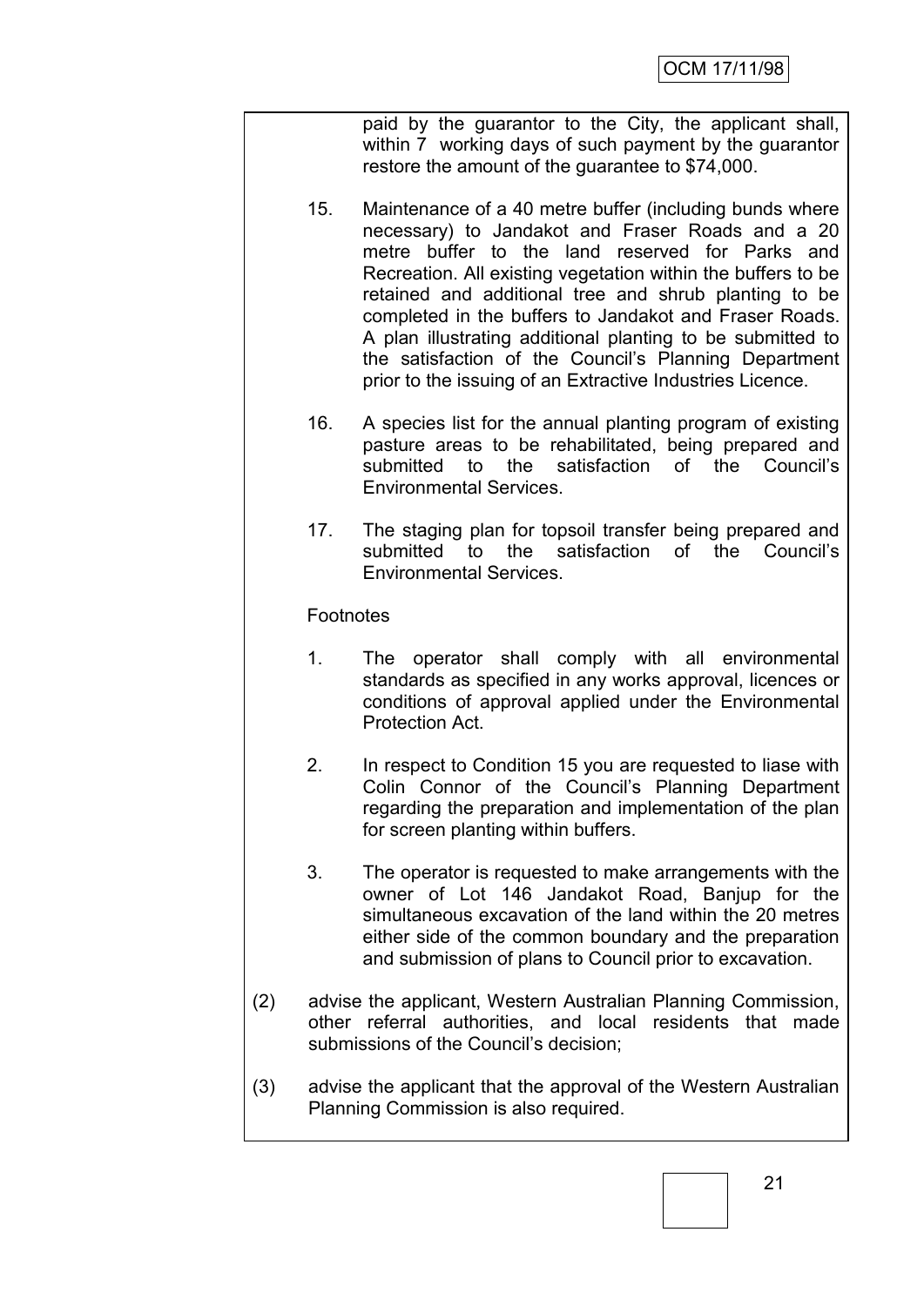paid by the guarantor to the City, the applicant shall, within 7 working days of such payment by the guarantor restore the amount of the guarantee to $74,000.

15. Maintenance of a 40 metre buffer (including bunds where necessary) to Jandakot and Fraser Roads and a 20 metre buffer to the land reserved for Parks and Recreation. All existing vegetation within the buffers to be retained and additional tree and shrub planting to be completed in the buffers to Jandakot and Fraser Roads. A plan illustrating additional planting to be submitted to the satisfaction of the Council's Planning Department prior to the issuing of an Extractive Industries Licence.

16. A species list for the annual planting program of existing pasture areas to be rehabilitated, being prepared and submitted to the satisfaction of the Council's Environmental Services.

17. The staging plan for topsoil transfer being prepared and submitted to the satisfaction of the Council's Environmental Services.

Footnotes

1. The operator shall comply with all environmental standards as specified in any works approval, licences or conditions of approval applied under the Environmental Protection Act.

2. In respect to Condition 15 you are requested to liase with Colin Connor of the Council's Planning Department regarding the preparation and implementation of the plan for screen planting within buffers.

3. The operator is requested to make arrangements with the owner of Lot 146 Jandakot Road, Banjup for the simultaneous excavation of the land within the 20 metres either side of the common boundary and the preparation and submission of plans to Council prior to excavation.

(2) advise the applicant, Western Australian Planning Commission, other referral authorities, and local residents that made submissions of the Council's decision;

(3) advise the applicant that the approval of the Western Australian Planning Commission is also required.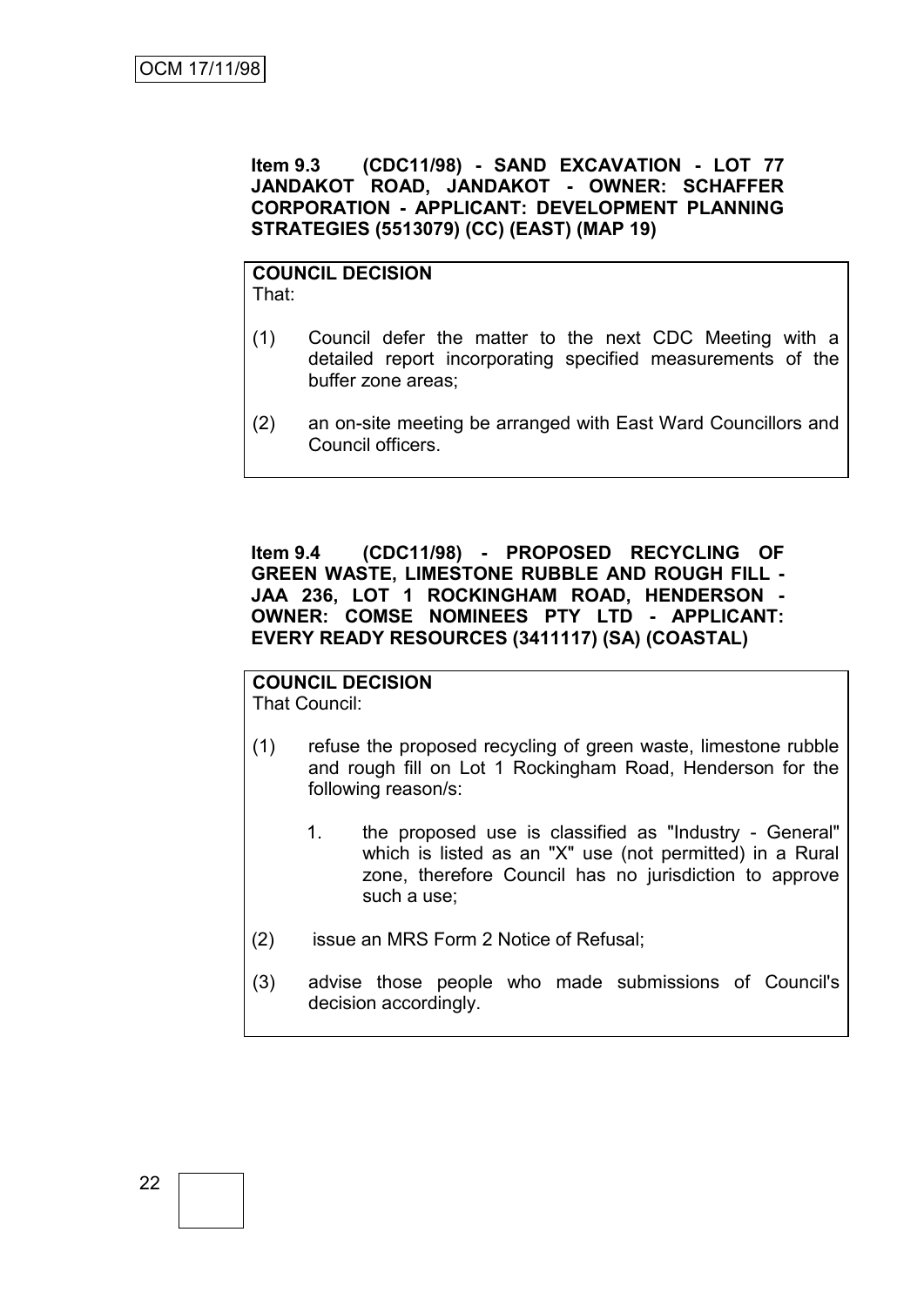**Item 9.3 (CDC11/98) - SAND EXCAVATION - LOT 77 JANDAKOT ROAD, JANDAKOT - OWNER: SCHAFFER CORPORATION - APPLICANT: DEVELOPMENT PLANNING STRATEGIES (5513079) (CC) (EAST) (MAP 19)**

**COUNCIL DECISION**

That:

(1) Council defer the matter to the next CDC Meeting with a detailed report incorporating specified measurements of the buffer zone areas;

(2) an on-site meeting be arranged with East Ward Councillors and Council officers.

**Item 9.4 (CDC11/98) - PROPOSED RECYCLING OF GREEN WASTE, LIMESTONE RUBBLE AND ROUGH FILL - JAA 236, LOT 1 ROCKINGHAM ROAD, HENDERSON - OWNER: COMSE NOMINEES PTY LTD - APPLICANT: EVERY READY RESOURCES (3411117) (SA) (COASTAL)**

**COUNCIL DECISION**

That Council:

(1) refuse the proposed recycling of green waste, limestone rubble and rough fill on Lot 1 Rockingham Road, Henderson for the following reason/s:

   1. the proposed use is classified as "Industry - General" which is listed as an "X" use (not permitted) in a Rural zone, therefore Council has no jurisdiction to approve such a use;

(2) issue an MRS Form 2 Notice of Refusal;

(3) advise those people who made submissions of Council's decision accordingly.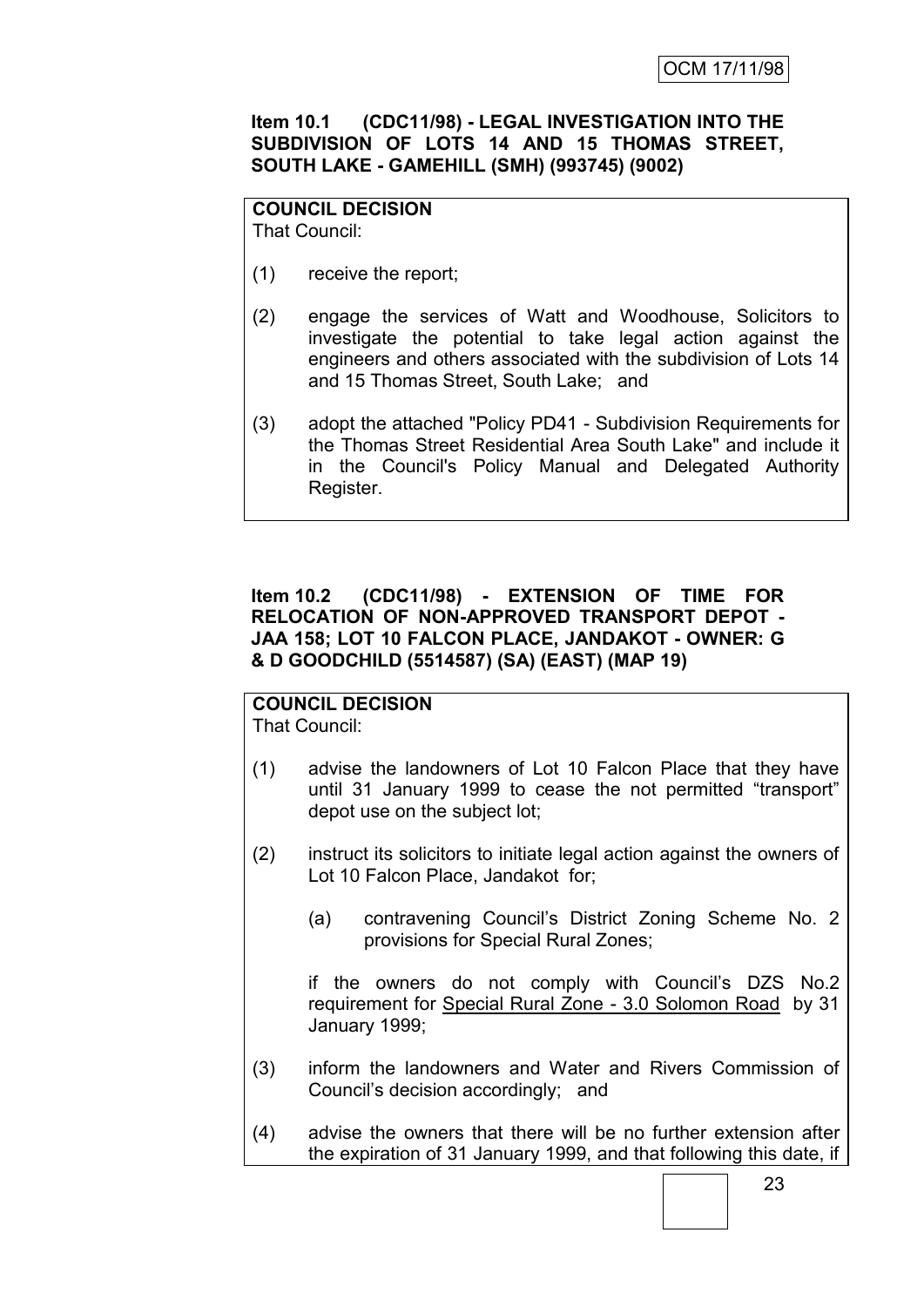**Item 10.1 (CDC11/98) - LEGAL INVESTIGATION INTO THE SUBDIVISION OF LOTS 14 AND 15 THOMAS STREET, SOUTH LAKE - GAMEHILL (SMH) (993745) (9002)**

**COUNCIL DECISION**

That Council:

(1) receive the report;

(2) engage the services of Watt and Woodhouse, Solicitors to investigate the potential to take legal action against the engineers and others associated with the subdivision of Lots 14 and 15 Thomas Street, South Lake; and

(3) adopt the attached "Policy PD41 - Subdivision Requirements for the Thomas Street Residential Area South Lake" and include it in the Council's Policy Manual and Delegated Authority Register.

**Item 10.2 (CDC11/98) - EXTENSION OF TIME FOR RELOCATION OF NON-APPROVED TRANSPORT DEPOT - JAA 158; LOT 10 FALCON PLACE, JANDAKOT - OWNER: G & D GOODCHILD (5514587) (SA) (EAST) (MAP 19)**

**COUNCIL DECISION**

That Council:

(1) advise the landowners of Lot 10 Falcon Place that they have until 31 January 1999 to cease the not permitted "transport" depot use on the subject lot;

(2) instruct its solicitors to initiate legal action against the owners of Lot 10 Falcon Place, Jandakot for;

   (a) contravening Council's District Zoning Scheme No. 2 provisions for Special Rural Zones;

   if the owners do not comply with Council's DZS No.2 requirement for <u>Special Rural Zone - 3.0 Solomon Road</u> by 31 January 1999;

(3) inform the landowners and Water and Rivers Commission of Council's decision accordingly; and

(4) advise the owners that there will be no further extension after the expiration of 31 January 1999, and that following this date, if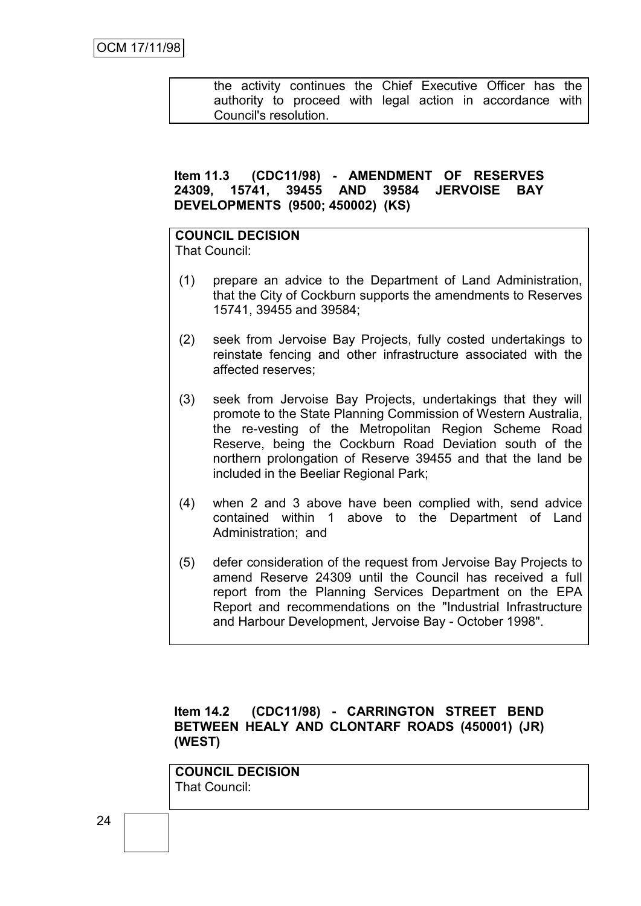the activity continues the Chief Executive Officer has the authority to proceed with legal action in accordance with Council's resolution.

**Item 11.3 (CDC11/98) - AMENDMENT OF RESERVES 24309, 15741, 39455 AND 39584 JERVOISE BAY DEVELOPMENTS (9500; 450002) (KS)**

**COUNCIL DECISION**
That Council:

(1) prepare an advice to the Department of Land Administration, that the City of Cockburn supports the amendments to Reserves 15741, 39455 and 39584;

(2) seek from Jervoise Bay Projects, fully costed undertakings to reinstate fencing and other infrastructure associated with the affected reserves;

(3) seek from Jervoise Bay Projects, undertakings that they will promote to the State Planning Commission of Western Australia, the re-vesting of the Metropolitan Region Scheme Road Reserve, being the Cockburn Road Deviation south of the northern prolongation of Reserve 39455 and that the land be included in the Beeliar Regional Park;

(4) when 2 and 3 above have been complied with, send advice contained within 1 above to the Department of Land Administration; and

(5) defer consideration of the request from Jervoise Bay Projects to amend Reserve 24309 until the Council has received a full report from the Planning Services Department on the EPA Report and recommendations on the "Industrial Infrastructure and Harbour Development, Jervoise Bay - October 1998".

**Item 14.2 (CDC11/98) - CARRINGTON STREET BEND BETWEEN HEALY AND CLONTARF ROADS (450001) (JR) (WEST)**

**COUNCIL DECISION**
That Council: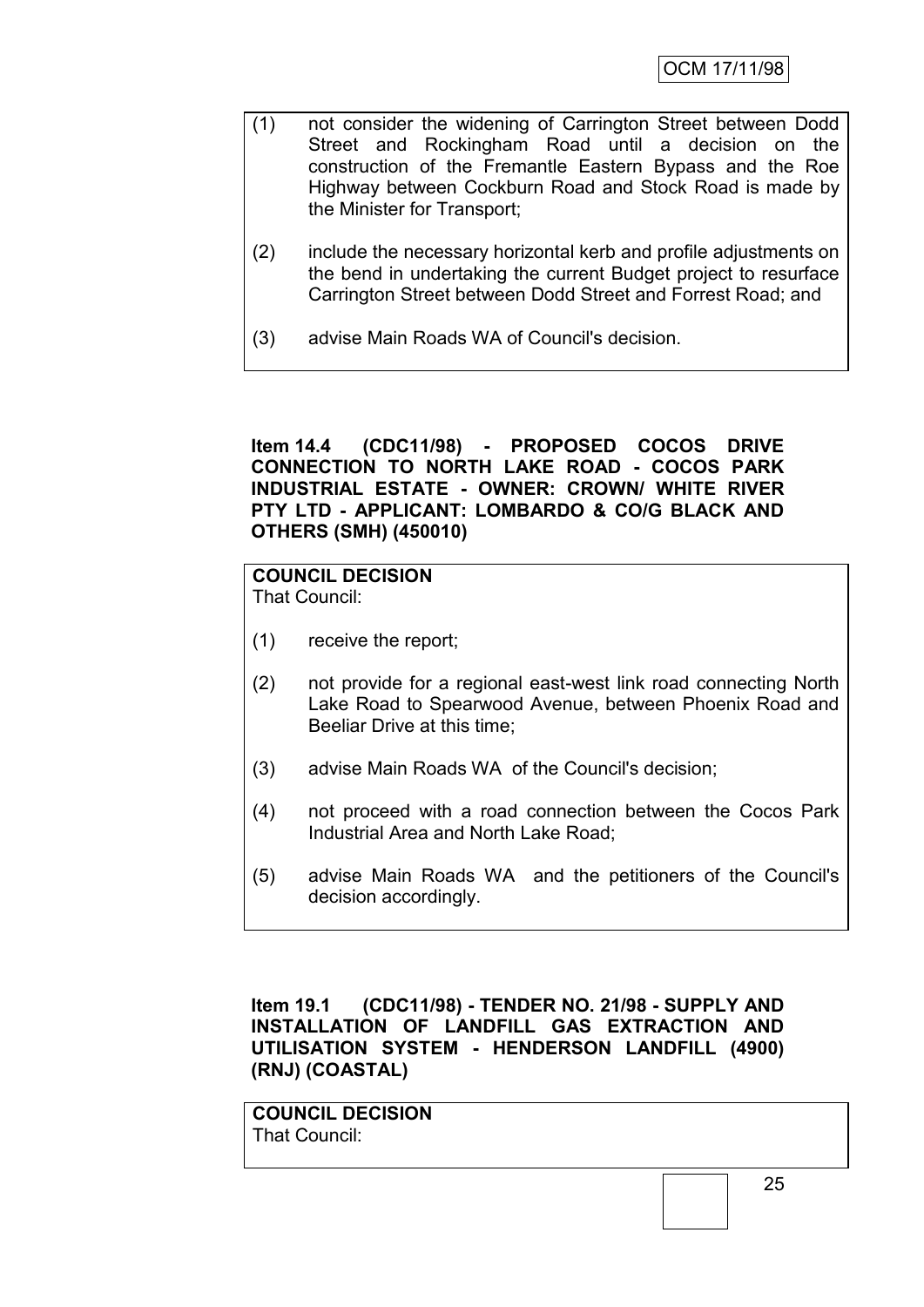(1) not consider the widening of Carrington Street between Dodd Street and Rockingham Road until a decision on the construction of the Fremantle Eastern Bypass and the Roe Highway between Cockburn Road and Stock Road is made by the Minister for Transport;

(2) include the necessary horizontal kerb and profile adjustments on the bend in undertaking the current Budget project to resurface Carrington Street between Dodd Street and Forrest Road; and

(3) advise Main Roads WA of Council's decision.

**Item 14.4 (CDC11/98) - PROPOSED COCOS DRIVE CONNECTION TO NORTH LAKE ROAD - COCOS PARK INDUSTRIAL ESTATE - OWNER: CROWN/ WHITE RIVER PTY LTD - APPLICANT: LOMBARDO & CO/G BLACK AND OTHERS (SMH) (450010)**

**COUNCIL DECISION**
That Council:

(1) receive the report;

(2) not provide for a regional east-west link road connecting North Lake Road to Spearwood Avenue, between Phoenix Road and Beeliar Drive at this time;

(3) advise Main Roads WA of the Council's decision;

(4) not proceed with a road connection between the Cocos Park Industrial Area and North Lake Road;

(5) advise Main Roads WA and the petitioners of the Council's decision accordingly.

**Item 19.1 (CDC11/98) - TENDER NO. 21/98 - SUPPLY AND INSTALLATION OF LANDFILL GAS EXTRACTION AND UTILISATION SYSTEM - HENDERSON LANDFILL (4900) (RNJ) (COASTAL)**

**COUNCIL DECISION**
That Council: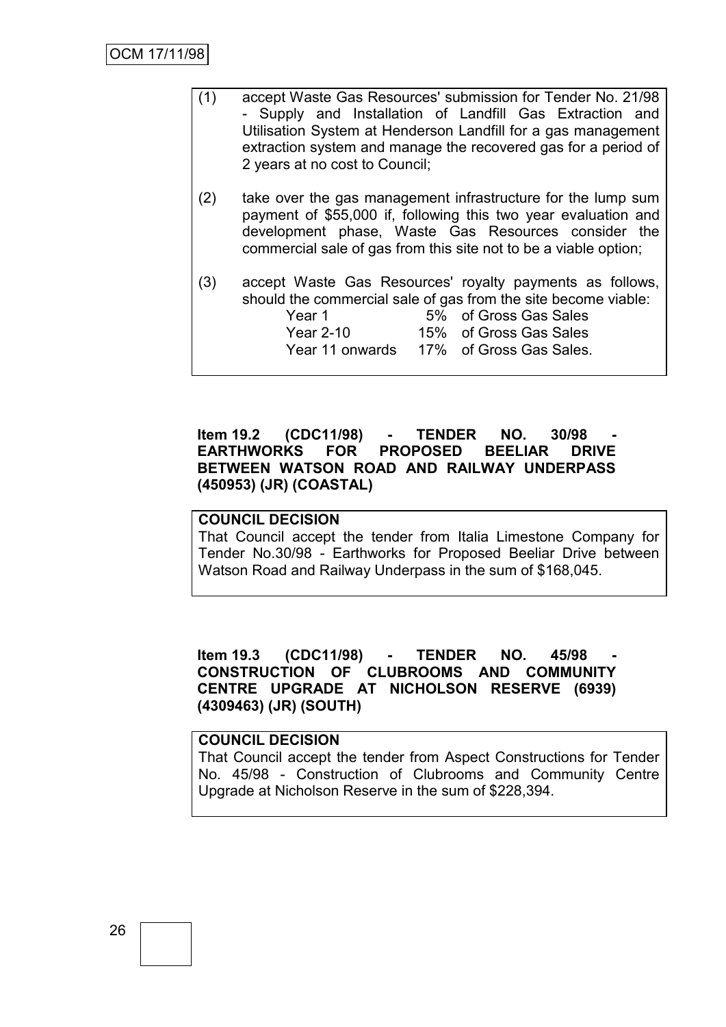(1) accept Waste Gas Resources' submission for Tender No. 21/98 - Supply and Installation of Landfill Gas Extraction and Utilisation System at Henderson Landfill for a gas management extraction system and manage the recovered gas for a period of 2 years at no cost to Council;

(2) take over the gas management infrastructure for the lump sum payment of $55,000 if, following this two year evaluation and development phase, Waste Gas Resources consider the commercial sale of gas from this site not to be a viable option;

(3) accept Waste Gas Resources' royalty payments as follows, should the commercial sale of gas from the site become viable:

| | | |
|---|---|---|
| Year 1 | 5% | of Gross Gas Sales |
| Year 2-10 | 15% | of Gross Gas Sales |
| Year 11 onwards | 17% | of Gross Gas Sales. |

**Item 19.2 (CDC11/98) - TENDER NO. 30/98 - EARTHWORKS FOR PROPOSED BEELIAR DRIVE BETWEEN WATSON ROAD AND RAILWAY UNDERPASS (450953) (JR) (COASTAL)**

**COUNCIL DECISION**

That Council accept the tender from Italia Limestone Company for Tender No.30/98 - Earthworks for Proposed Beeliar Drive between Watson Road and Railway Underpass in the sum of $168,045.

**Item 19.3 (CDC11/98) - TENDER NO. 45/98 - CONSTRUCTION OF CLUBROOMS AND COMMUNITY CENTRE UPGRADE AT NICHOLSON RESERVE (6939) (4309463) (JR) (SOUTH)**

**COUNCIL DECISION**

That Council accept the tender from Aspect Constructions for Tender No. 45/98 - Construction of Clubrooms and Community Centre Upgrade at Nicholson Reserve in the sum of $228,394.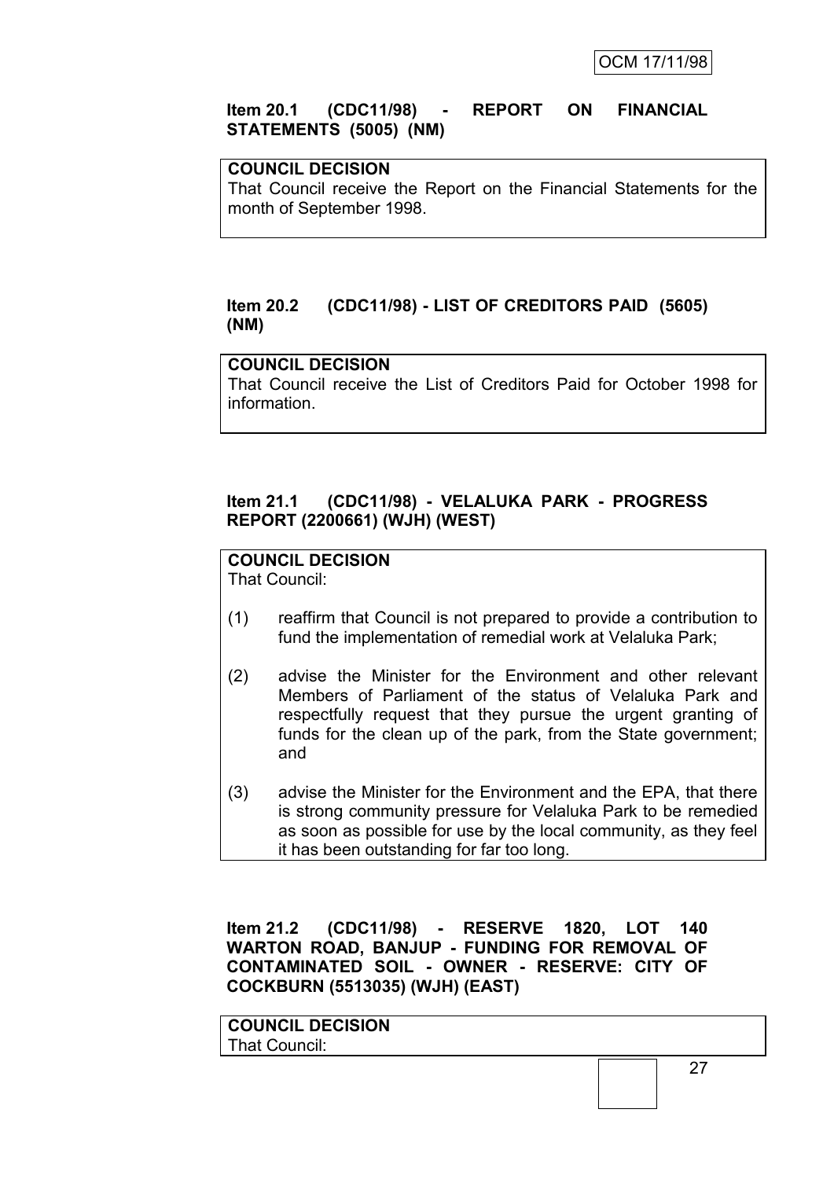**Item 20.1 (CDC11/98) - REPORT ON FINANCIAL STATEMENTS (5005) (NM)**

**COUNCIL DECISION**

That Council receive the Report on the Financial Statements for the month of September 1998.

**Item 20.2 (CDC11/98) - LIST OF CREDITORS PAID (5605) (NM)**

**COUNCIL DECISION**

That Council receive the List of Creditors Paid for October 1998 for information.

**Item 21.1 (CDC11/98) - VELALUKA PARK - PROGRESS REPORT (2200661) (WJH) (WEST)**

**COUNCIL DECISION**

That Council:

(1) reaffirm that Council is not prepared to provide a contribution to fund the implementation of remedial work at Velaluka Park;

(2) advise the Minister for the Environment and other relevant Members of Parliament of the status of Velaluka Park and respectfully request that they pursue the urgent granting of funds for the clean up of the park, from the State government; and

(3) advise the Minister for the Environment and the EPA, that there is strong community pressure for Velaluka Park to be remedied as soon as possible for use by the local community, as they feel it has been outstanding for far too long.

**Item 21.2 (CDC11/98) - RESERVE 1820, LOT 140 WARTON ROAD, BANJUP - FUNDING FOR REMOVAL OF CONTAMINATED SOIL - OWNER - RESERVE: CITY OF COCKBURN (5513035) (WJH) (EAST)**

**COUNCIL DECISION**

That Council: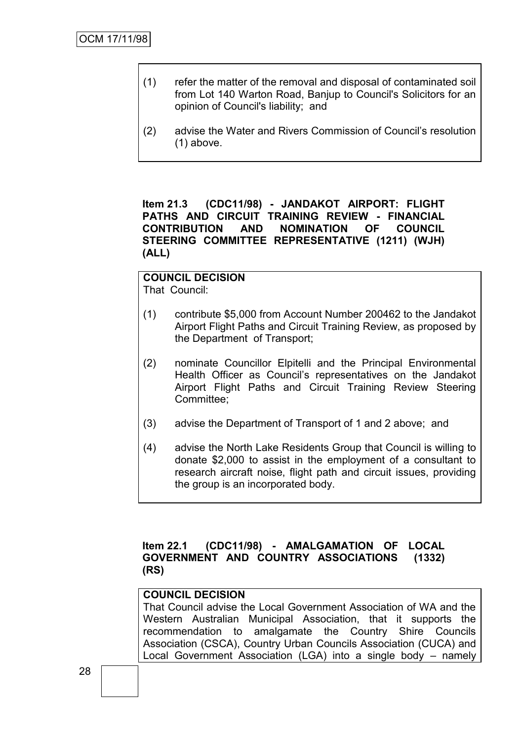(1) refer the matter of the removal and disposal of contaminated soil from Lot 140 Warton Road, Banjup to Council's Solicitors for an opinion of Council's liability; and

(2) advise the Water and Rivers Commission of Council's resolution (1) above.

**Item 21.3 (CDC11/98) - JANDAKOT AIRPORT: FLIGHT PATHS AND CIRCUIT TRAINING REVIEW - FINANCIAL CONTRIBUTION AND NOMINATION OF COUNCIL STEERING COMMITTEE REPRESENTATIVE (1211) (WJH) (ALL)**

**COUNCIL DECISION**

That Council:

(1) contribute $5,000 from Account Number 200462 to the Jandakot Airport Flight Paths and Circuit Training Review, as proposed by the Department of Transport;

(2) nominate Councillor Elpitelli and the Principal Environmental Health Officer as Council's representatives on the Jandakot Airport Flight Paths and Circuit Training Review Steering Committee;

(3) advise the Department of Transport of 1 and 2 above; and

(4) advise the North Lake Residents Group that Council is willing to donate $2,000 to assist in the employment of a consultant to research aircraft noise, flight path and circuit issues, providing the group is an incorporated body.

**Item 22.1 (CDC11/98) - AMALGAMATION OF LOCAL GOVERNMENT AND COUNTRY ASSOCIATIONS (1332) (RS)**

**COUNCIL DECISION**

That Council advise the Local Government Association of WA and the Western Australian Municipal Association, that it supports the recommendation to amalgamate the Country Shire Councils Association (CSCA), Country Urban Councils Association (CUCA) and Local Government Association (LGA) into a single body – namely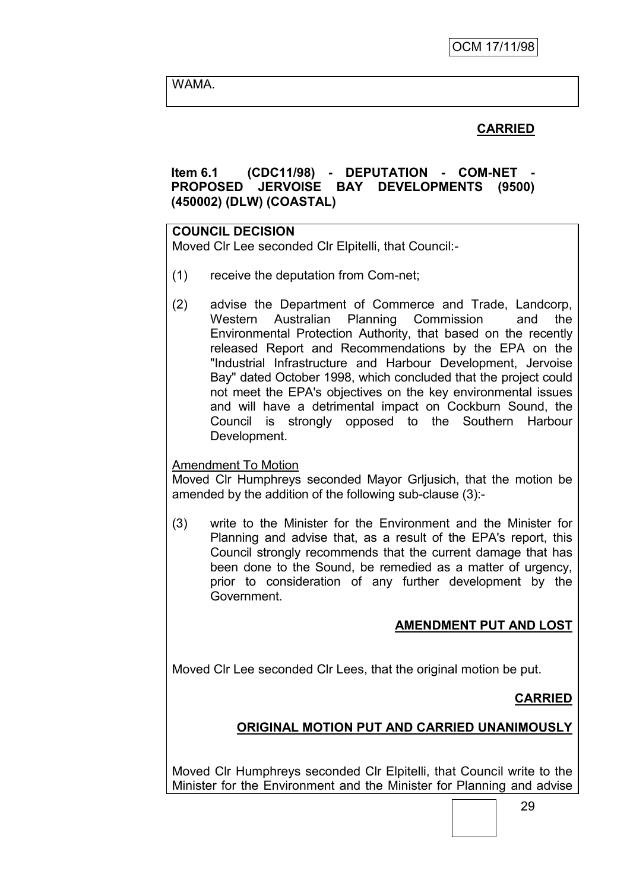WAMA.

**CARRIED**

**Item 6.1 (CDC11/98) - DEPUTATION - COM-NET - PROPOSED JERVOISE BAY DEVELOPMENTS (9500) (450002) (DLW) (COASTAL)**

**COUNCIL DECISION**

Moved Clr Lee seconded Clr Elpitelli, that Council:-

(1) receive the deputation from Com-net;

(2) advise the Department of Commerce and Trade, Landcorp, Western Australian Planning Commission and the Environmental Protection Authority, that based on the recently released Report and Recommendations by the EPA on the "Industrial Infrastructure and Harbour Development, Jervoise Bay" dated October 1998, which concluded that the project could not meet the EPA's objectives on the key environmental issues and will have a detrimental impact on Cockburn Sound, the Council is strongly opposed to the Southern Harbour Development.

Amendment To Motion

Moved Clr Humphreys seconded Mayor Grljusich, that the motion be amended by the addition of the following sub-clause (3):-

(3) write to the Minister for the Environment and the Minister for Planning and advise that, as a result of the EPA's report, this Council strongly recommends that the current damage that has been done to the Sound, be remedied as a matter of urgency, prior to consideration of any further development by the Government.

**AMENDMENT PUT AND LOST**

Moved Clr Lee seconded Clr Lees, that the original motion be put.

**CARRIED**

**ORIGINAL MOTION PUT AND CARRIED UNANIMOUSLY**

Moved Clr Humphreys seconded Clr Elpitelli, that Council write to the Minister for the Environment and the Minister for Planning and advise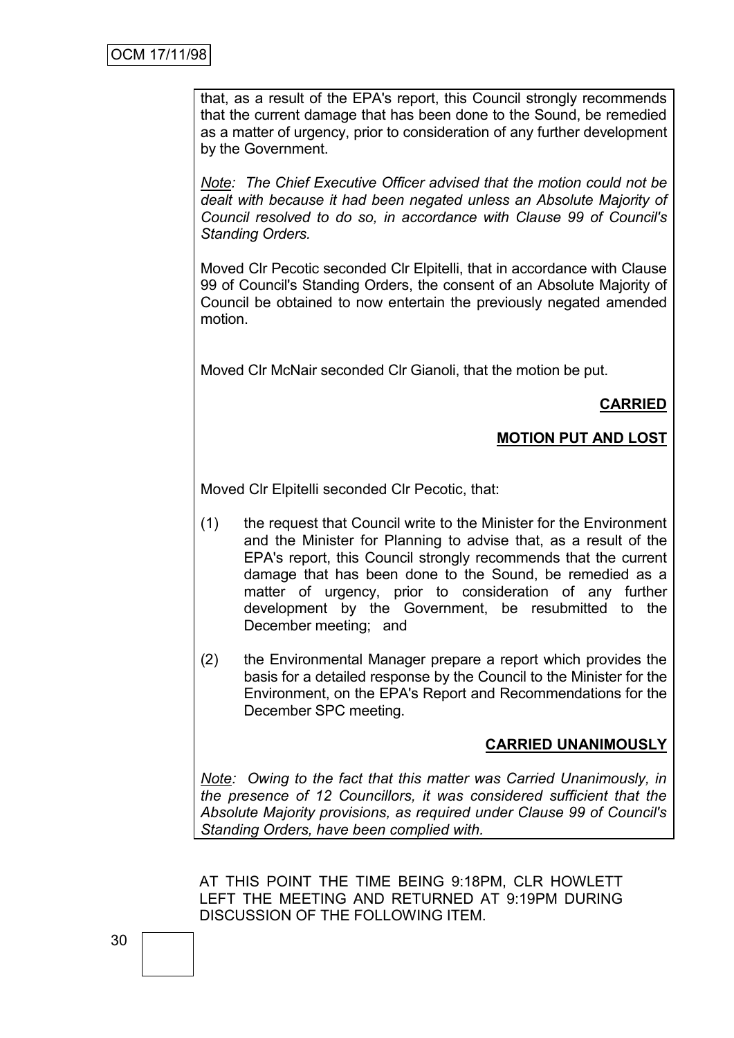that, as a result of the EPA's report, this Council strongly recommends that the current damage that has been done to the Sound, be remedied as a matter of urgency, prior to consideration of any further development by the Government.

*Note: The Chief Executive Officer advised that the motion could not be dealt with because it had been negated unless an Absolute Majority of Council resolved to do so, in accordance with Clause 99 of Council's Standing Orders.*

Moved Clr Pecotic seconded Clr Elpitelli, that in accordance with Clause 99 of Council's Standing Orders, the consent of an Absolute Majority of Council be obtained to now entertain the previously negated amended motion.

Moved Clr McNair seconded Clr Gianoli, that the motion be put.

**CARRIED**

**MOTION PUT AND LOST**

Moved Clr Elpitelli seconded Clr Pecotic, that:

(1) the request that Council write to the Minister for the Environment and the Minister for Planning to advise that, as a result of the EPA's report, this Council strongly recommends that the current damage that has been done to the Sound, be remedied as a matter of urgency, prior to consideration of any further development by the Government, be resubmitted to the December meeting; and

(2) the Environmental Manager prepare a report which provides the basis for a detailed response by the Council to the Minister for the Environment, on the EPA's Report and Recommendations for the December SPC meeting.

**CARRIED UNANIMOUSLY**

*Note: Owing to the fact that this matter was Carried Unanimously, in the presence of 12 Councillors, it was considered sufficient that the Absolute Majority provisions, as required under Clause 99 of Council's Standing Orders, have been complied with.*

AT THIS POINT THE TIME BEING 9:18PM, CLR HOWLETT LEFT THE MEETING AND RETURNED AT 9:19PM DURING DISCUSSION OF THE FOLLOWING ITEM.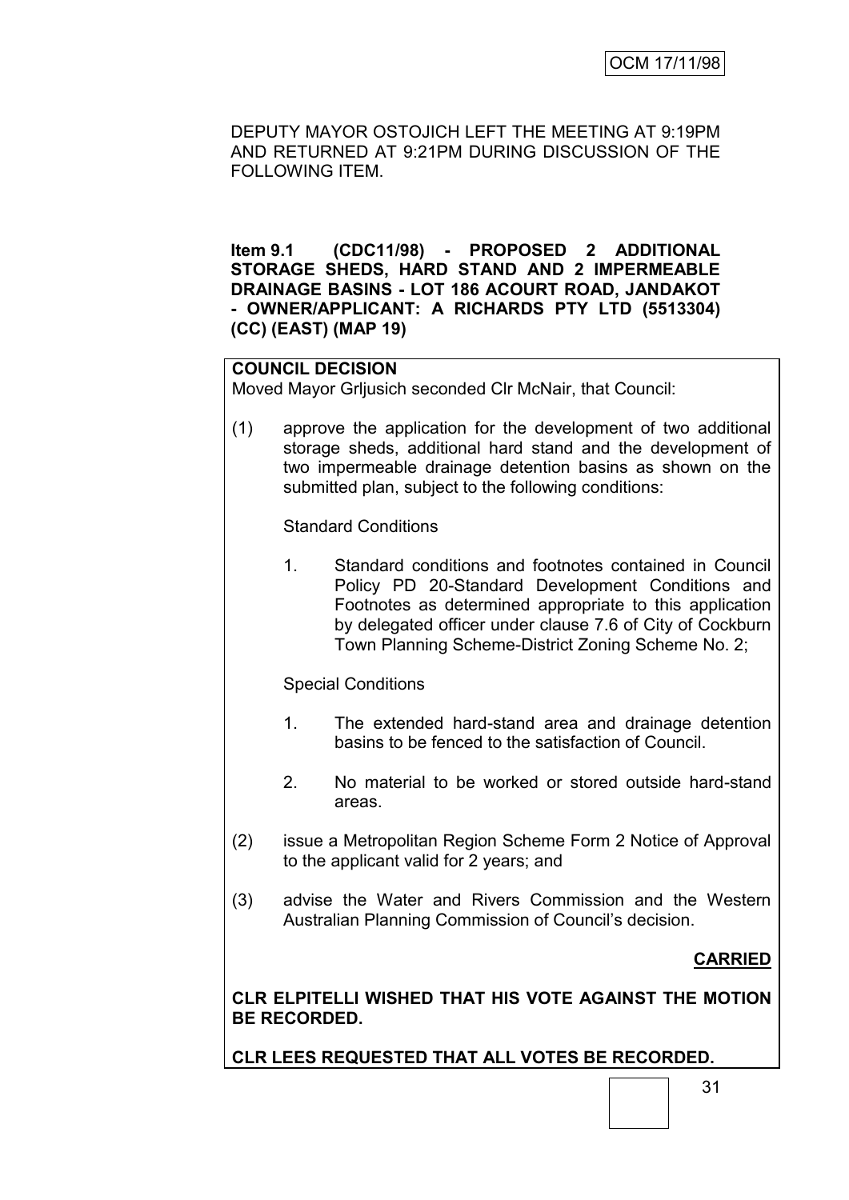DEPUTY MAYOR OSTOJICH LEFT THE MEETING AT 9:19PM AND RETURNED AT 9:21PM DURING DISCUSSION OF THE FOLLOWING ITEM.

**Item 9.1 (CDC11/98) - PROPOSED 2 ADDITIONAL STORAGE SHEDS, HARD STAND AND 2 IMPERMEABLE DRAINAGE BASINS - LOT 186 ACOURT ROAD, JANDAKOT - OWNER/APPLICANT: A RICHARDS PTY LTD (5513304) (CC) (EAST) (MAP 19)**

**COUNCIL DECISION**

Moved Mayor Grljusich seconded Clr McNair, that Council:

(1) approve the application for the development of two additional storage sheds, additional hard stand and the development of two impermeable drainage detention basins as shown on the submitted plan, subject to the following conditions:

Standard Conditions

1. Standard conditions and footnotes contained in Council Policy PD 20-Standard Development Conditions and Footnotes as determined appropriate to this application by delegated officer under clause 7.6 of City of Cockburn Town Planning Scheme-District Zoning Scheme No. 2;

Special Conditions

1. The extended hard-stand area and drainage detention basins to be fenced to the satisfaction of Council.
2. No material to be worked or stored outside hard-stand areas.

(2) issue a Metropolitan Region Scheme Form 2 Notice of Approval to the applicant valid for 2 years; and

(3) advise the Water and Rivers Commission and the Western Australian Planning Commission of Council's decision.

**CARRIED**

**CLR ELPITELLI WISHED THAT HIS VOTE AGAINST THE MOTION BE RECORDED.**

**CLR LEES REQUESTED THAT ALL VOTES BE RECORDED.**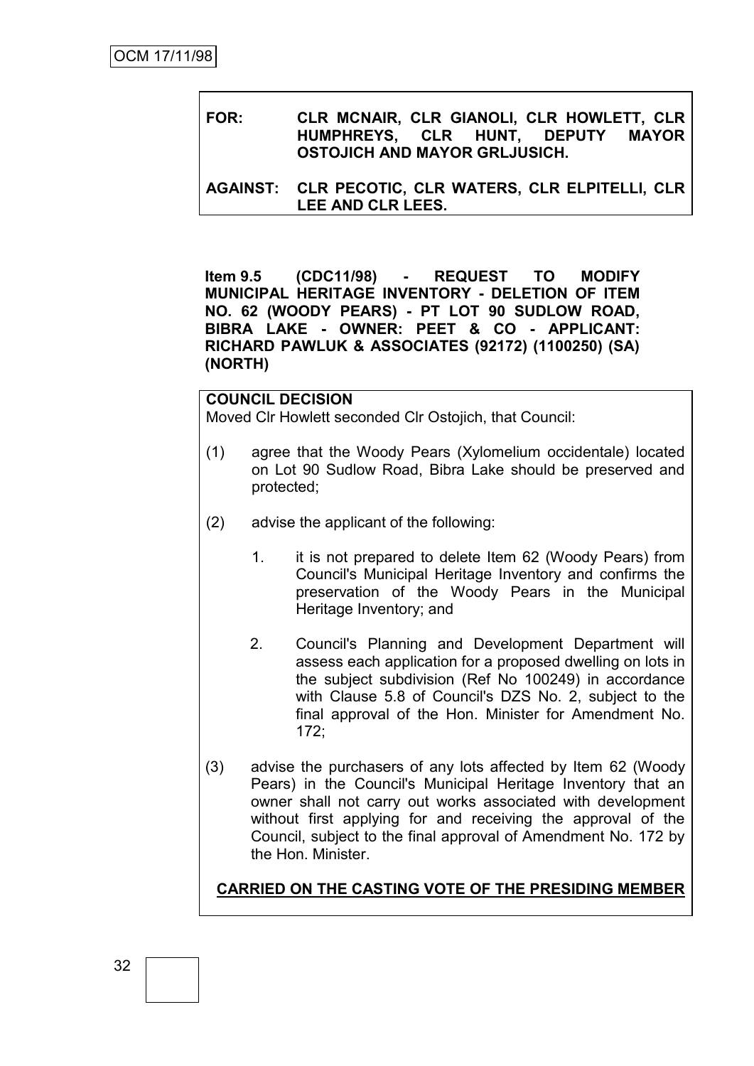**FOR: CLR MCNAIR, CLR GIANOLI, CLR HOWLETT, CLR HUMPHREYS, CLR HUNT, DEPUTY MAYOR OSTOJICH AND MAYOR GRLJUSICH.**

**AGAINST: CLR PECOTIC, CLR WATERS, CLR ELPITELLI, CLR LEE AND CLR LEES.**

**Item 9.5 (CDC11/98) - REQUEST TO MODIFY MUNICIPAL HERITAGE INVENTORY - DELETION OF ITEM NO. 62 (WOODY PEARS) - PT LOT 90 SUDLOW ROAD, BIBRA LAKE - OWNER: PEET & CO - APPLICANT: RICHARD PAWLUK & ASSOCIATES (92172) (1100250) (SA) (NORTH)**

**COUNCIL DECISION**

Moved Clr Howlett seconded Clr Ostojich, that Council:

(1) agree that the Woody Pears (Xylomelium occidentale) located on Lot 90 Sudlow Road, Bibra Lake should be preserved and protected;

(2) advise the applicant of the following:

1. it is not prepared to delete Item 62 (Woody Pears) from Council's Municipal Heritage Inventory and confirms the preservation of the Woody Pears in the Municipal Heritage Inventory; and

2. Council's Planning and Development Department will assess each application for a proposed dwelling on lots in the subject subdivision (Ref No 100249) in accordance with Clause 5.8 of Council's DZS No. 2, subject to the final approval of the Hon. Minister for Amendment No. 172;

(3) advise the purchasers of any lots affected by Item 62 (Woody Pears) in the Council's Municipal Heritage Inventory that an owner shall not carry out works associated with development without first applying for and receiving the approval of the Council, subject to the final approval of Amendment No. 172 by the Hon. Minister.

**CARRIED ON THE CASTING VOTE OF THE PRESIDING MEMBER**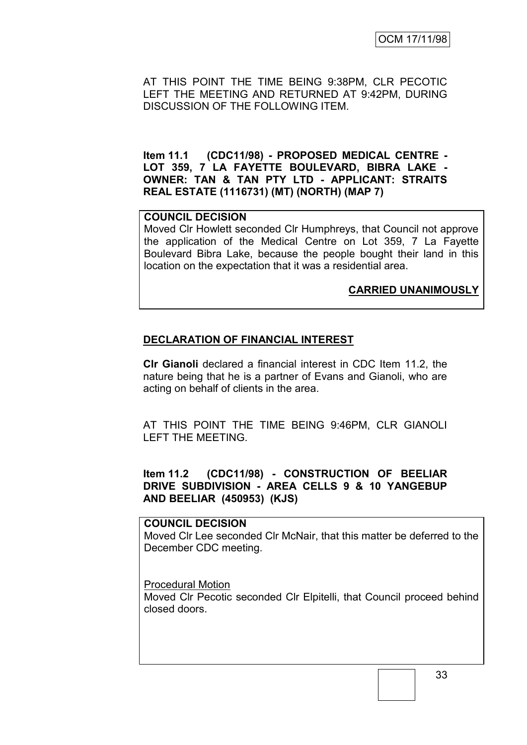AT THIS POINT THE TIME BEING 9:38PM, CLR PECOTIC LEFT THE MEETING AND RETURNED AT 9:42PM, DURING DISCUSSION OF THE FOLLOWING ITEM.

**Item 11.1 (CDC11/98) - PROPOSED MEDICAL CENTRE - LOT 359, 7 LA FAYETTE BOULEVARD, BIBRA LAKE - OWNER: TAN & TAN PTY LTD - APPLICANT: STRAITS REAL ESTATE (1116731) (MT) (NORTH) (MAP 7)**

**COUNCIL DECISION**

Moved Clr Howlett seconded Clr Humphreys, that Council not approve the application of the Medical Centre on Lot 359, 7 La Fayette Boulevard Bibra Lake, because the people bought their land in this location on the expectation that it was a residential area.

**CARRIED UNANIMOUSLY**

**DECLARATION OF FINANCIAL INTEREST**

**Clr Gianoli** declared a financial interest in CDC Item 11.2, the nature being that he is a partner of Evans and Gianoli, who are acting on behalf of clients in the area.

AT THIS POINT THE TIME BEING 9:46PM, CLR GIANOLI LEFT THE MEETING.

**Item 11.2 (CDC11/98) - CONSTRUCTION OF BEELIAR DRIVE SUBDIVISION - AREA CELLS 9 & 10 YANGEBUP AND BEELIAR (450953) (KJS)**

**COUNCIL DECISION**

Moved Clr Lee seconded Clr McNair, that this matter be deferred to the December CDC meeting.

Procedural Motion

Moved Clr Pecotic seconded Clr Elpitelli, that Council proceed behind closed doors.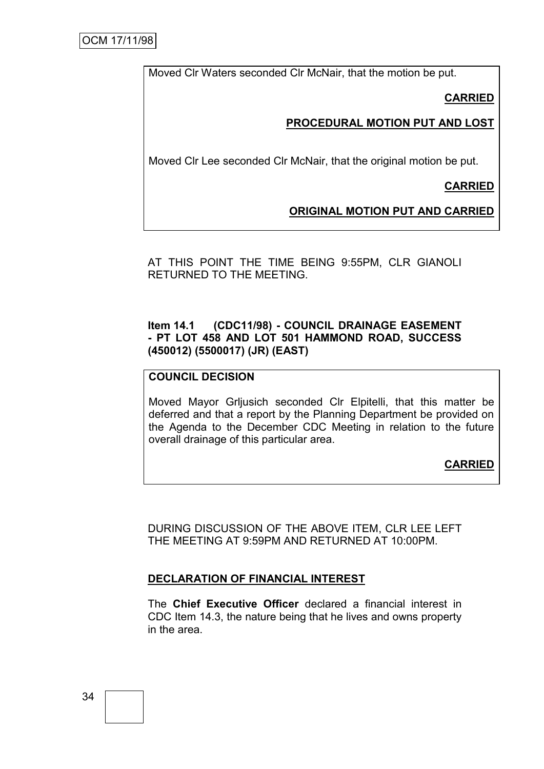Moved Clr Waters seconded Clr McNair, that the motion be put.

**CARRIED**

**PROCEDURAL MOTION PUT AND LOST**

Moved Clr Lee seconded Clr McNair, that the original motion be put.

**CARRIED**

**ORIGINAL MOTION PUT AND CARRIED**

AT THIS POINT THE TIME BEING 9:55PM, CLR GIANOLI RETURNED TO THE MEETING.

**Item 14.1 (CDC11/98) - COUNCIL DRAINAGE EASEMENT - PT LOT 458 AND LOT 501 HAMMOND ROAD, SUCCESS (450012) (5500017) (JR) (EAST)**

**COUNCIL DECISION**

Moved Mayor Grljusich seconded Clr Elpitelli, that this matter be deferred and that a report by the Planning Department be provided on the Agenda to the December CDC Meeting in relation to the future overall drainage of this particular area.

**CARRIED**

DURING DISCUSSION OF THE ABOVE ITEM, CLR LEE LEFT THE MEETING AT 9:59PM AND RETURNED AT 10:00PM.

**DECLARATION OF FINANCIAL INTEREST**

The **Chief Executive Officer** declared a financial interest in CDC Item 14.3, the nature being that he lives and owns property in the area.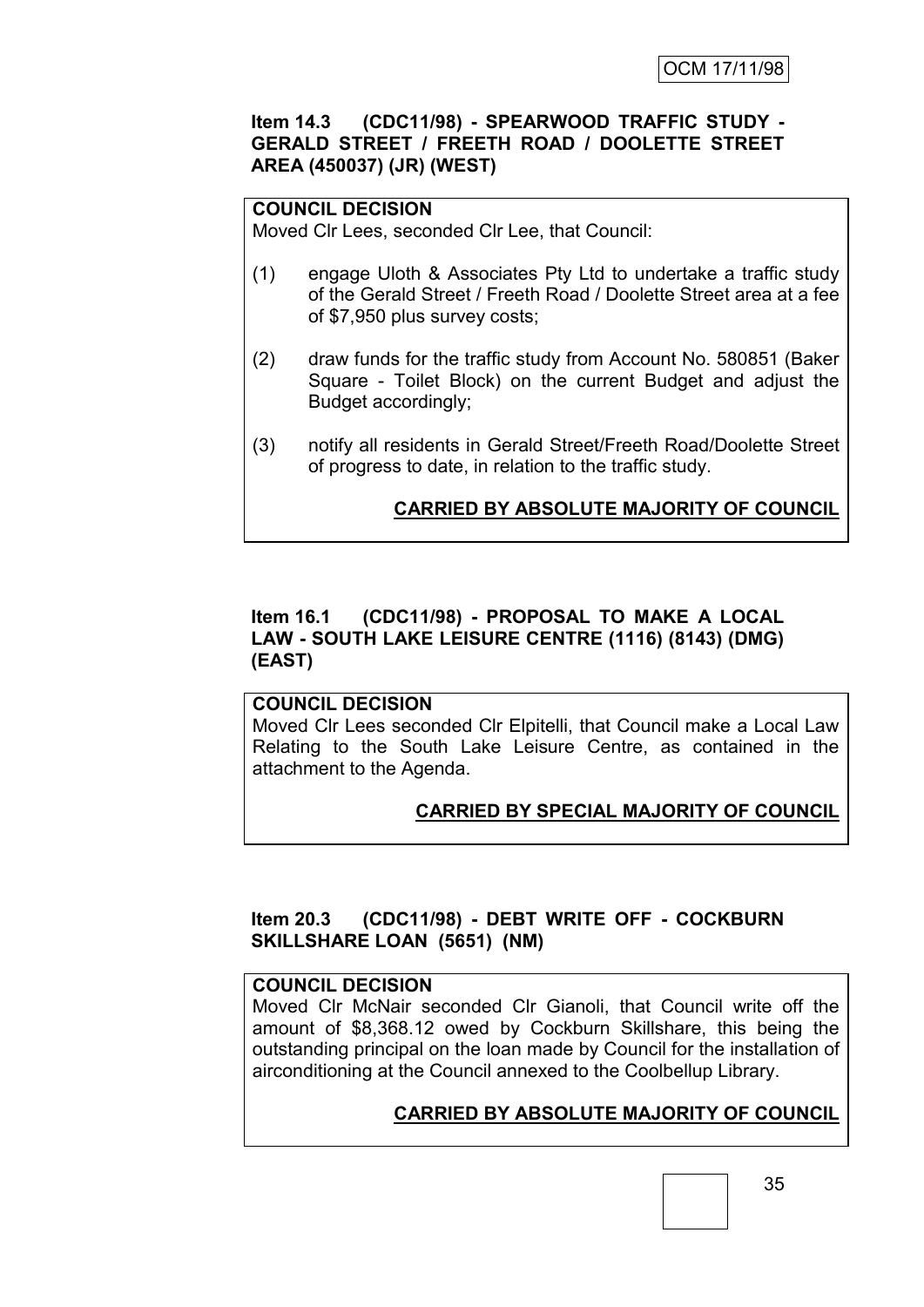**Item 14.3 (CDC11/98) - SPEARWOOD TRAFFIC STUDY - GERALD STREET / FREETH ROAD / DOOLETTE STREET AREA (450037) (JR) (WEST)**

**COUNCIL DECISION**

Moved Clr Lees, seconded Clr Lee, that Council:

(1) engage Uloth & Associates Pty Ltd to undertake a traffic study of the Gerald Street / Freeth Road / Doolette Street area at a fee of $7,950 plus survey costs;

(2) draw funds for the traffic study from Account No. 580851 (Baker Square - Toilet Block) on the current Budget and adjust the Budget accordingly;

(3) notify all residents in Gerald Street/Freeth Road/Doolette Street of progress to date, in relation to the traffic study.

**CARRIED BY ABSOLUTE MAJORITY OF COUNCIL**

**Item 16.1 (CDC11/98) - PROPOSAL TO MAKE A LOCAL LAW - SOUTH LAKE LEISURE CENTRE (1116) (8143) (DMG) (EAST)**

**COUNCIL DECISION**

Moved Clr Lees seconded Clr Elpitelli, that Council make a Local Law Relating to the South Lake Leisure Centre, as contained in the attachment to the Agenda.

**CARRIED BY SPECIAL MAJORITY OF COUNCIL**

**Item 20.3 (CDC11/98) - DEBT WRITE OFF - COCKBURN SKILLSHARE LOAN (5651) (NM)**

**COUNCIL DECISION**

Moved Clr McNair seconded Clr Gianoli, that Council write off the amount of $8,368.12 owed by Cockburn Skillshare, this being the outstanding principal on the loan made by Council for the installation of airconditioning at the Council annexed to the Coolbellup Library.

**CARRIED BY ABSOLUTE MAJORITY OF COUNCIL**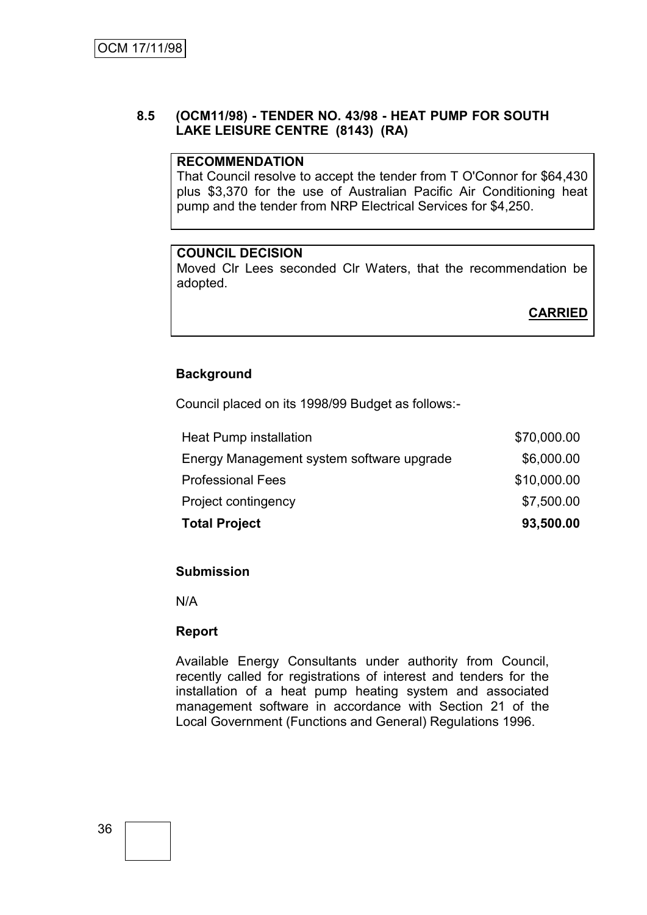### 8.5 (OCM11/98) - TENDER NO. 43/98 - HEAT PUMP FOR SOUTH LAKE LEISURE CENTRE (8143) (RA)

**RECOMMENDATION**

That Council resolve to accept the tender from T O'Connor for $64,430 plus $3,370 for the use of Australian Pacific Air Conditioning heat pump and the tender from NRP Electrical Services for $4,250.

**COUNCIL DECISION**

Moved Clr Lees seconded Clr Waters, that the recommendation be adopted.

**CARRIED**

**Background**

Council placed on its 1998/99 Budget as follows:-

| | |
|---|---|
| Heat Pump installation | $70,000.00 |
| Energy Management system software upgrade | $6,000.00 |
| Professional Fees | $10,000.00 |
| Project contingency | $7,500.00 |
| **Total Project** | **93,500.00** |

**Submission**

N/A

**Report**

Available Energy Consultants under authority from Council, recently called for registrations of interest and tenders for the installation of a heat pump heating system and associated management software in accordance with Section 21 of the Local Government (Functions and General) Regulations 1996.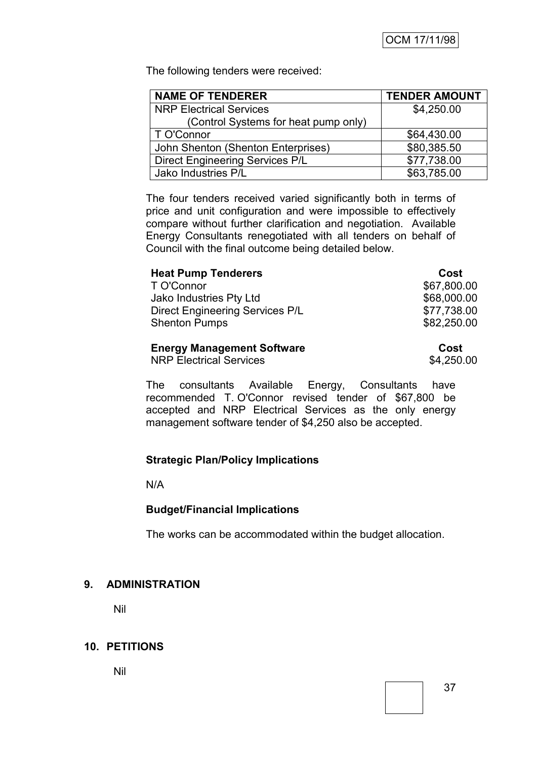The following tenders were received:

| NAME OF TENDERER | TENDER AMOUNT |
|---|---|
| NRP Electrical Services (Control Systems for heat pump only) | \$4,250.00 |
| T O'Connor | \$64,430.00 |
| John Shenton (Shenton Enterprises) | \$80,385.50 |
| Direct Engineering Services P/L | \$77,738.00 |
| Jako Industries P/L | \$63,785.00 |

The four tenders received varied significantly both in terms of price and unit configuration and were impossible to effectively compare without further clarification and negotiation. Available Energy Consultants renegotiated with all tenders on behalf of Council with the final outcome being detailed below.

| **Heat Pump Tenderers** | **Cost** |
|---|---|
| T O'Connor | \$67,800.00 |
| Jako Industries Pty Ltd | \$68,000.00 |
| Direct Engineering Services P/L | \$77,738.00 |
| Shenton Pumps | \$82,250.00 |

| **Energy Management Software** | **Cost** |
|---|---|
| NRP Electrical Services | \$4,250.00 |

The consultants Available Energy, Consultants have recommended T. O'Connor revised tender of \$67,800 be accepted and NRP Electrical Services as the only energy management software tender of \$4,250 also be accepted.

### Strategic Plan/Policy Implications

N/A

### Budget/Financial Implications

The works can be accommodated within the budget allocation.

## 9. ADMINISTRATION

Nil

## 10. PETITIONS

Nil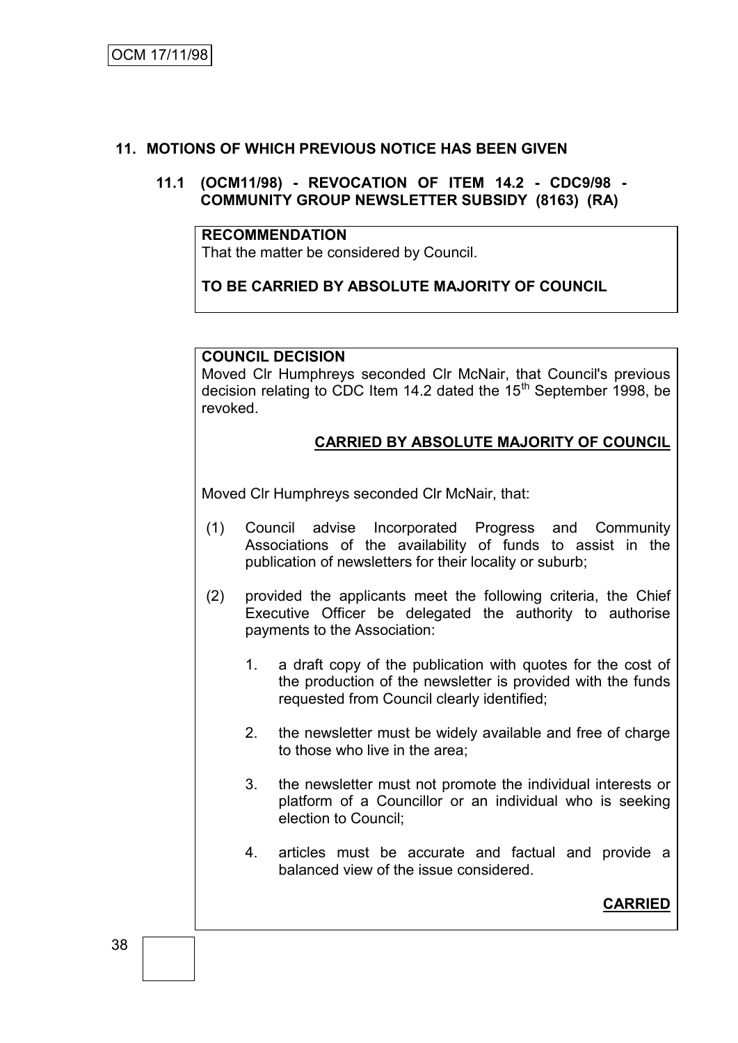## 11. MOTIONS OF WHICH PREVIOUS NOTICE HAS BEEN GIVEN

### 11.1 (OCM11/98) - REVOCATION OF ITEM 14.2 - CDC9/98 - COMMUNITY GROUP NEWSLETTER SUBSIDY (8163) (RA)

**RECOMMENDATION**

That the matter be considered by Council.

**TO BE CARRIED BY ABSOLUTE MAJORITY OF COUNCIL**

**COUNCIL DECISION**

Moved Clr Humphreys seconded Clr McNair, that Council's previous decision relating to CDC Item 14.2 dated the 15th September 1998, be revoked.

**CARRIED BY ABSOLUTE MAJORITY OF COUNCIL**

Moved Clr Humphreys seconded Clr McNair, that:

(1) Council advise Incorporated Progress and Community Associations of the availability of funds to assist in the publication of newsletters for their locality or suburb;

(2) provided the applicants meet the following criteria, the Chief Executive Officer be delegated the authority to authorise payments to the Association:

1. a draft copy of the publication with quotes for the cost of the production of the newsletter is provided with the funds requested from Council clearly identified;
2. the newsletter must be widely available and free of charge to those who live in the area;
3. the newsletter must not promote the individual interests or platform of a Councillor or an individual who is seeking election to Council;
4. articles must be accurate and factual and provide a balanced view of the issue considered.

**CARRIED**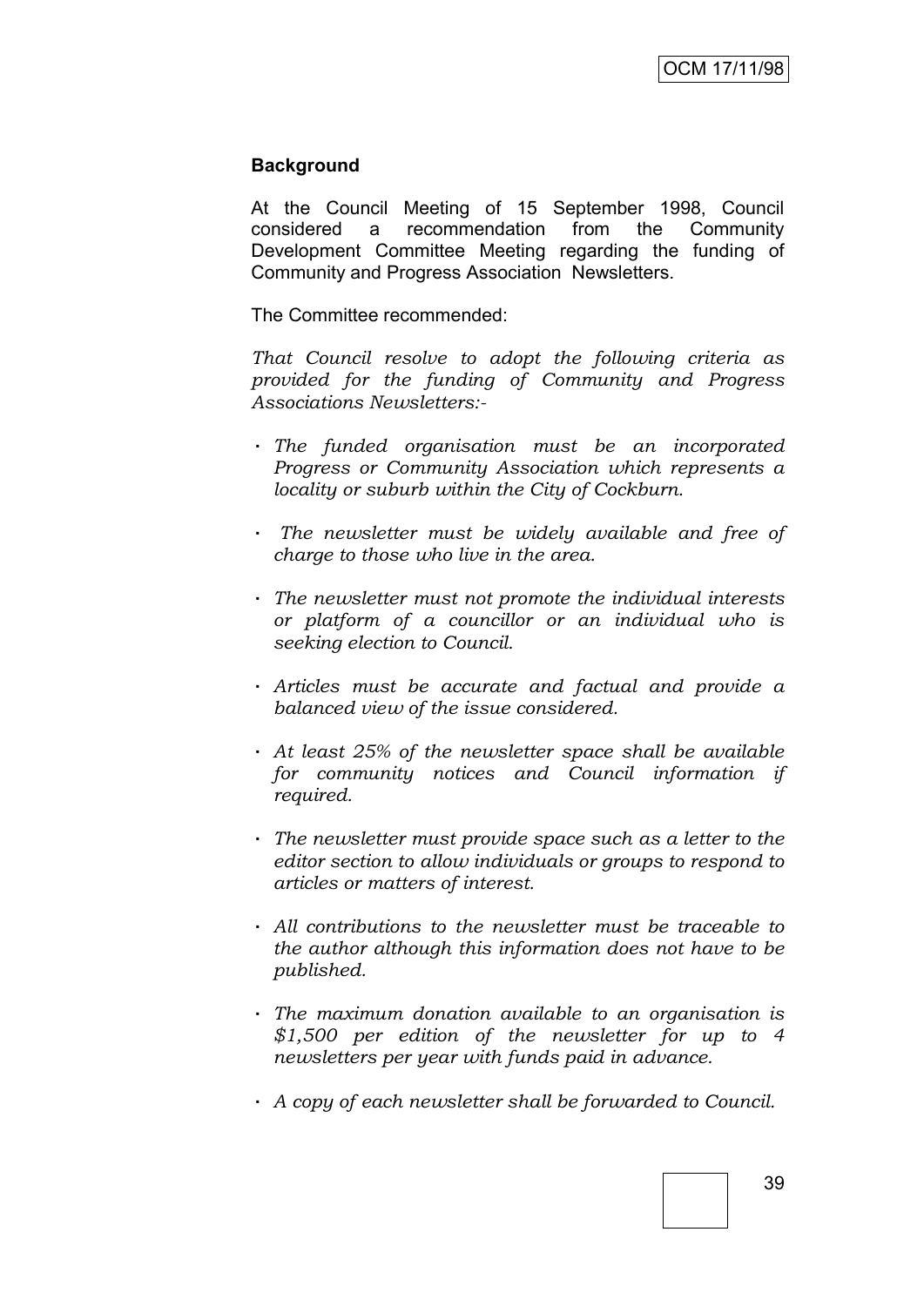**Background**

At the Council Meeting of 15 September 1998, Council considered a recommendation from the Community Development Committee Meeting regarding the funding of Community and Progress Association Newsletters.

The Committee recommended:

*That Council resolve to adopt the following criteria as provided for the funding of Community and Progress Associations Newsletters:-*

- *The funded organisation must be an incorporated Progress or Community Association which represents a locality or suburb within the City of Cockburn.*
- *The newsletter must be widely available and free of charge to those who live in the area.*
- *The newsletter must not promote the individual interests or platform of a councillor or an individual who is seeking election to Council.*
- *Articles must be accurate and factual and provide a balanced view of the issue considered.*
- *At least 25% of the newsletter space shall be available for community notices and Council information if required.*
- *The newsletter must provide space such as a letter to the editor section to allow individuals or groups to respond to articles or matters of interest.*
- *All contributions to the newsletter must be traceable to the author although this information does not have to be published.*
- *The maximum donation available to an organisation is $1,500 per edition of the newsletter for up to 4 newsletters per year with funds paid in advance.*
- *A copy of each newsletter shall be forwarded to Council.*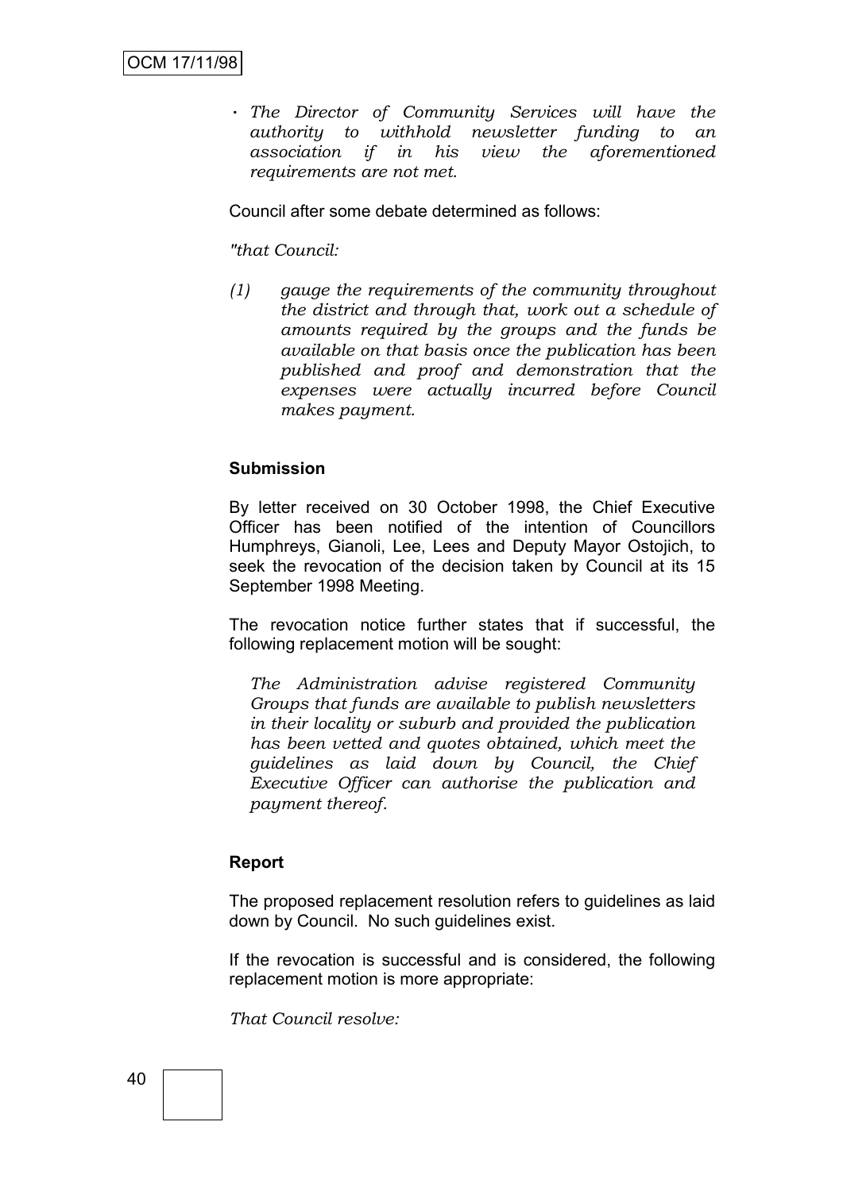- *The Director of Community Services will have the authority to withhold newsletter funding to an association if in his view the aforementioned requirements are not met.*

Council after some debate determined as follows:

*"that Council:*

*(1) gauge the requirements of the community throughout the district and through that, work out a schedule of amounts required by the groups and the funds be available on that basis once the publication has been published and proof and demonstration that the expenses were actually incurred before Council makes payment.*

**Submission**

By letter received on 30 October 1998, the Chief Executive Officer has been notified of the intention of Councillors Humphreys, Gianoli, Lee, Lees and Deputy Mayor Ostojich, to seek the revocation of the decision taken by Council at its 15 September 1998 Meeting.

The revocation notice further states that if successful, the following replacement motion will be sought:

*The Administration advise registered Community Groups that funds are available to publish newsletters in their locality or suburb and provided the publication has been vetted and quotes obtained, which meet the guidelines as laid down by Council, the Chief Executive Officer can authorise the publication and payment thereof.*

**Report**

The proposed replacement resolution refers to guidelines as laid down by Council. No such guidelines exist.

If the revocation is successful and is considered, the following replacement motion is more appropriate:

*That Council resolve:*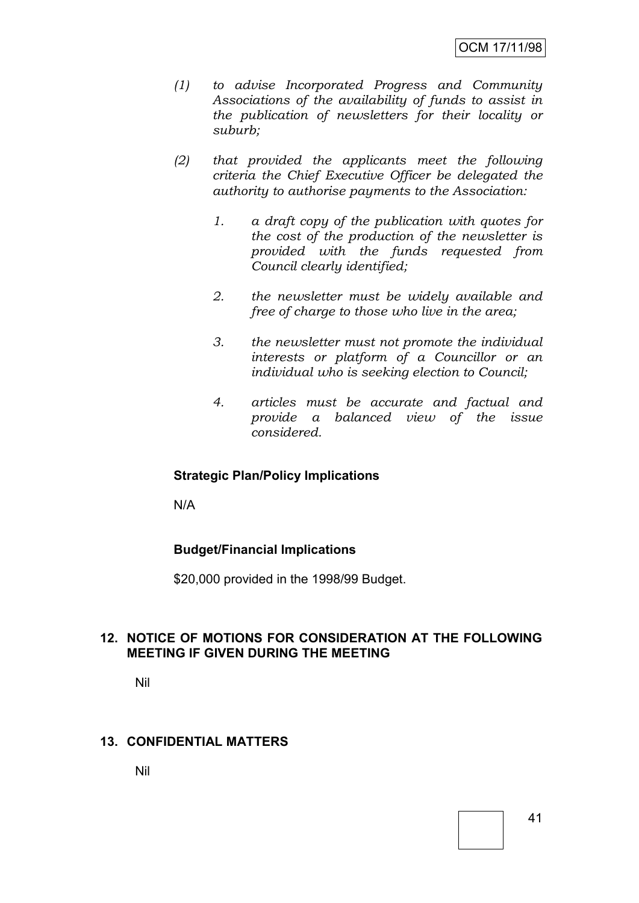*(1) to advise Incorporated Progress and Community Associations of the availability of funds to assist in the publication of newsletters for their locality or suburb;*

*(2) that provided the applicants meet the following criteria the Chief Executive Officer be delegated the authority to authorise payments to the Association:*

*1. a draft copy of the publication with quotes for the cost of the production of the newsletter is provided with the funds requested from Council clearly identified;*

*2. the newsletter must be widely available and free of charge to those who live in the area;*

*3. the newsletter must not promote the individual interests or platform of a Councillor or an individual who is seeking election to Council;*

*4. articles must be accurate and factual and provide a balanced view of the issue considered.*

**Strategic Plan/Policy Implications**

N/A

**Budget/Financial Implications**

$20,000 provided in the 1998/99 Budget.

## 12. NOTICE OF MOTIONS FOR CONSIDERATION AT THE FOLLOWING MEETING IF GIVEN DURING THE MEETING

Nil

## 13. CONFIDENTIAL MATTERS

Nil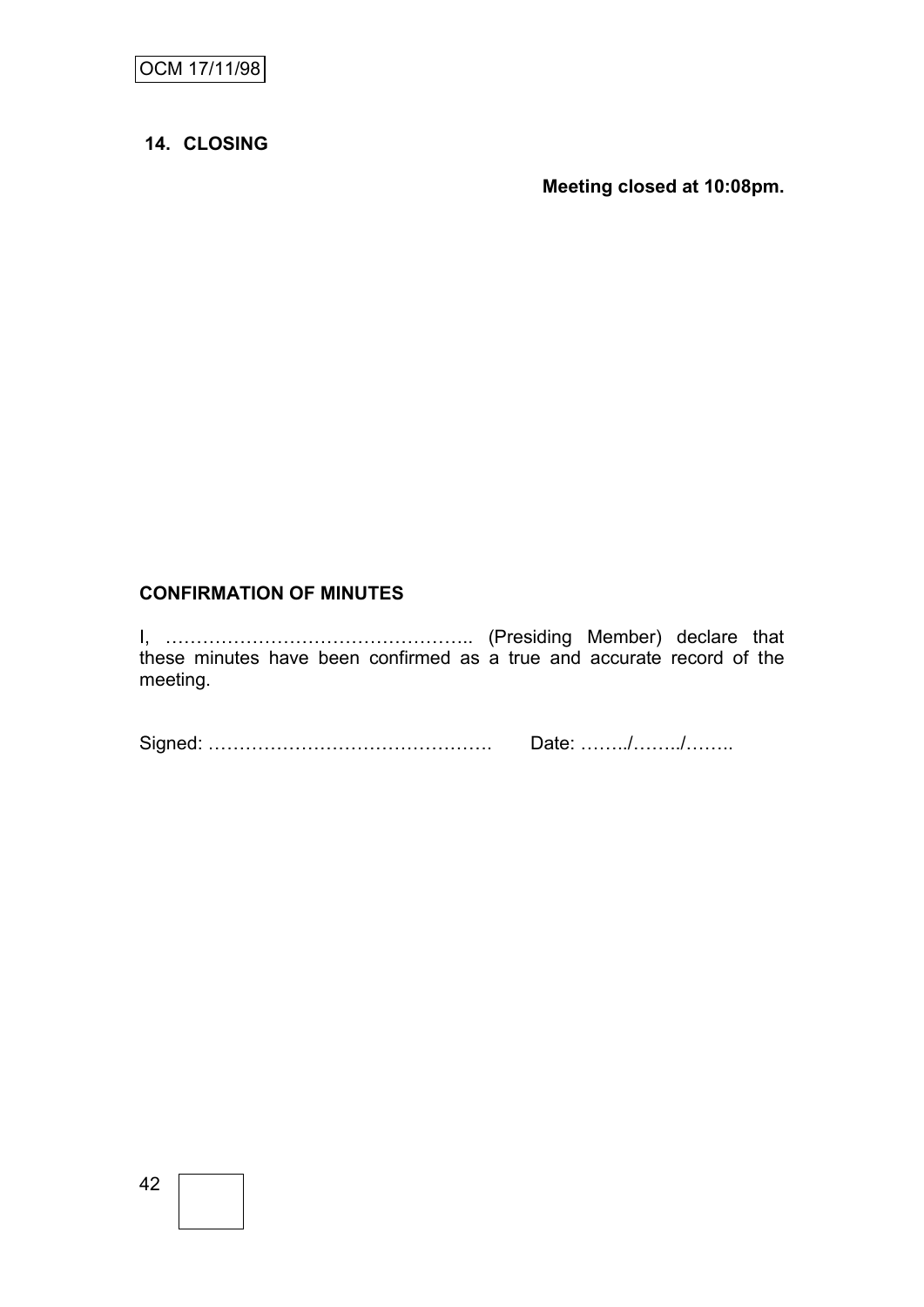## 14. CLOSING

**Meeting closed at 10:08pm.**

**CONFIRMATION OF MINUTES**

I, ………………………………………….. (Presiding Member) declare that these minutes have been confirmed as a true and accurate record of the meeting.

Signed: ………………………………………. Date: ……../……../……..